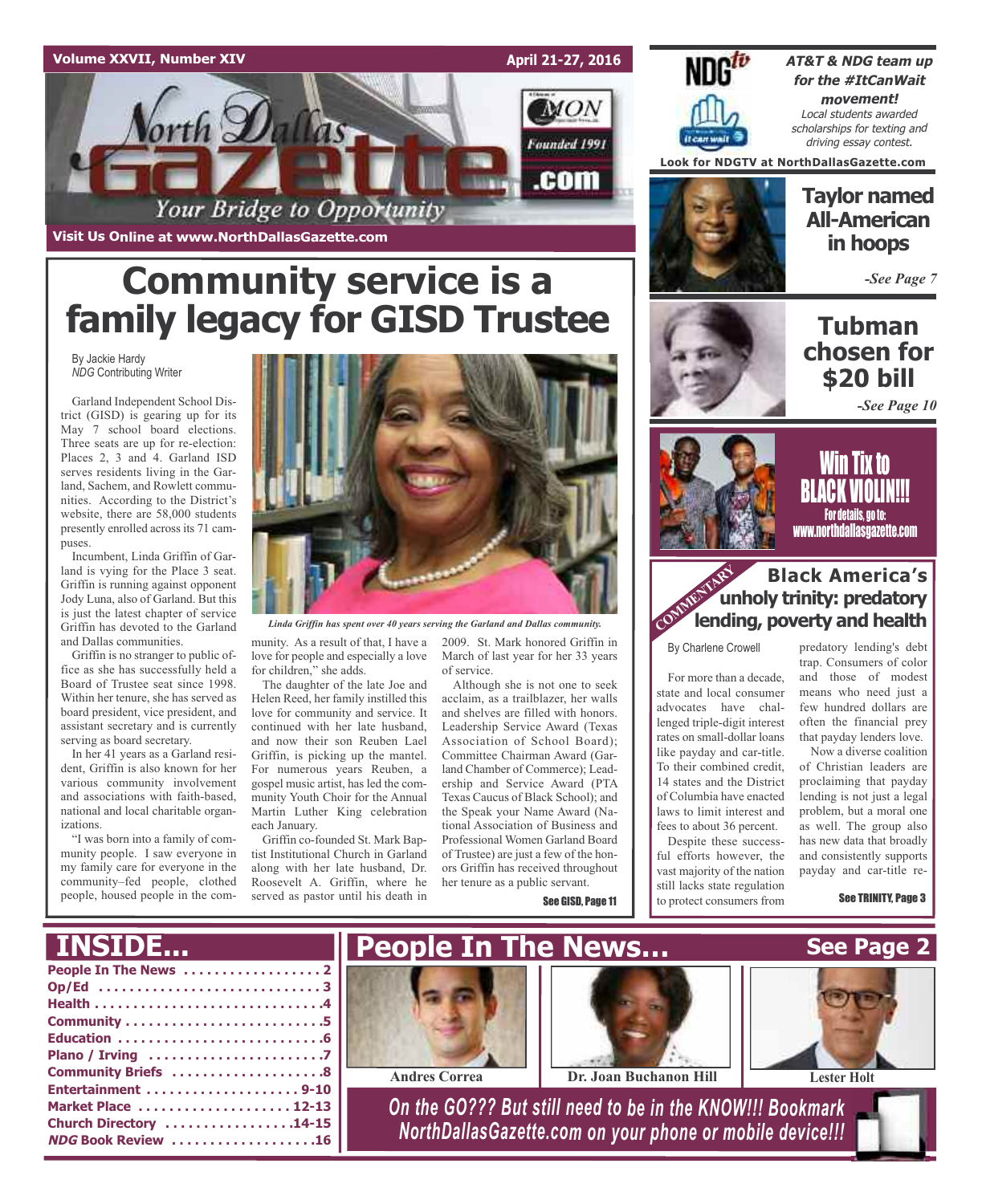# North Dallas Gazette

Your Bridge to Opportunity

Volume XXVII, Number XIV — April 21-27, 2016

Visit Us Online at www.NorthDallasGazette.com

# Community service is a family legacy for GISD Trustee

By Jackie Hardy
*NDG* Contributing Writer

Garland Independent School District (GISD) is gearing up for its May 7 school board elections. Three seats are up for re-election: Places 2, 3 and 4. Garland ISD serves residents living in the Garland, Sachem, and Rowlett communities. According to the District's website, there are 58,000 students presently enrolled across its 71 campuses.

Incumbent, Linda Griffin of Garland is vying for the Place 3 seat. Griffin is running against opponent Jody Luna, also of Garland. But this is just the latest chapter of service Griffin has devoted to the Garland and Dallas communities.

Griffin is no stranger to public office as she has successfully held a Board of Trustee seat since 1998. Within her tenure, she has served as board president, vice president, and assistant secretary and is currently serving as board secretary.

In her 41 years as a Garland resident, Griffin is also known for her various community involvement and associations with faith-based, national and local charitable organizations.

"I was born into a family of community people. I saw everyone in my family care for everyone in the community–fed people, clothed people, housed people in the community. As a result of that, I have a love for people and especially a love for children," she adds.

*Linda Griffin has spent over 40 years serving the Garland and Dallas community.*

The daughter of the late Joe and Helen Reed, her family instilled this love for community and service. It continued with her late husband, and now their son Reuben Lael Griffin, is picking up the mantel. For numerous years Reuben, a gospel music artist, has led the community Youth Choir for the Annual Martin Luther King celebration each January.

Griffin co-founded St. Mark Baptist Institutional Church in Garland along with her late husband, Dr. Roosevelt A. Griffin, where he served as pastor until his death in 2009. St. Mark honored Griffin in March of last year for her 33 years of service.

Although she is not one to seek acclaim, as a trailblazer, her walls and shelves are filled with honors. Leadership Service Award (Texas Association of School Board); Committee Chairman Award (Garland Chamber of Commerce); Leadership and Service Award (PTA Texas Caucus of Black School); and the Speak your Name Award (National Association of Business and Professional Women Garland Board of Trustee) are just a few of the honors Griffin has received throughout her tenure as a public servant.

See GISD, Page 11

---

**NDG tv**

***AT&T & NDG team up for the #ItCanWait movement!***

*Local students awarded scholarships for texting and driving essay contest.*

Look for NDGTV at NorthDallasGazette.com

---

## Taylor named All-American in hoops

*-See Page 7*

## Tubman chosen for $20 bill

*-See Page 10*

## Win Tix to BLACK VIOLIN!!!

For details, go to: www.northdallasgazette.com

---

COMMENTARY

## Black America's unholy trinity: predatory lending, poverty and health

By Charlene Crowell

For more than a decade, state and local consumer advocates have challenged triple-digit interest rates on small-dollar loans like payday and car-title. To their combined credit, 14 states and the District of Columbia have enacted laws to limit interest and fees to about 36 percent.

Despite these successful efforts however, the vast majority of the nation still lacks state regulation to protect consumers from predatory lending's debt trap. Consumers of color and those of modest means who need just a few hundred dollars are often the financial prey that payday lenders love.

Now a diverse coalition of Christian leaders are proclaiming that payday lending is not just a legal problem, but a moral one as well. The group also has new data that broadly and consistently supports payday and car-title re-

See TRINITY, Page 3

---

## INSIDE...

- People In The News . . . . . 2
- Op/Ed . . . . . 3
- Health . . . . . 4
- Community . . . . . 5
- Education . . . . . 6
- Plano / Irving . . . . . 7
- Community Briefs . . . . . 8
- Entertainment . . . . . 9-10
- Market Place . . . . . 12-13
- Church Directory . . . . . 14-15
- *NDG* Book Review . . . . . 16

## People In The News... See Page 2

Andres Correa — Dr. Joan Buchanon Hill — Lester Holt

*On the GO??? But still need to be in the KNOW!!! Bookmark NorthDallasGazette.com on your phone or mobile device!!!*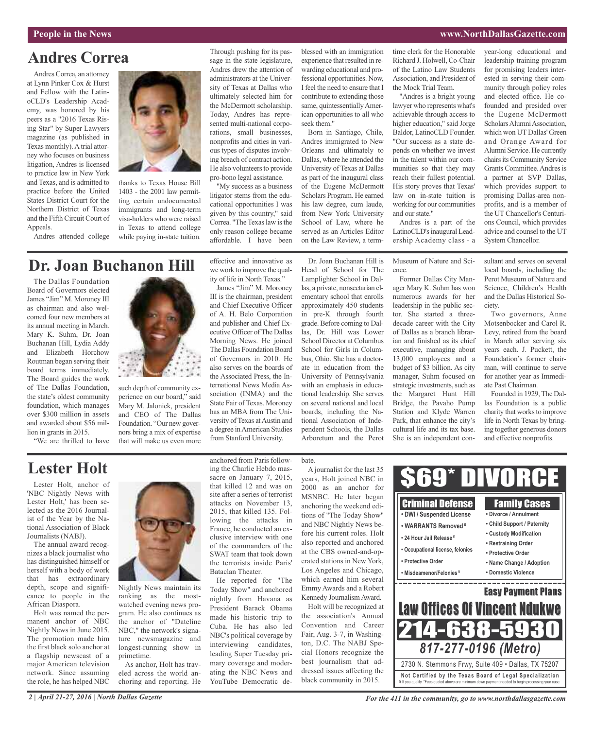## Andres Correa

Andres Correa, an attorney at Lynn Pinker Cox & Hurst and Fellow with the LatinoCLD's Leadership Academy, was honored by his peers as a "2016 Texas Rising Star" by Super Lawyers magazine (as published in Texas monthly). A trial attorney who focuses on business litigation, Andres is licensed to practice law in New York and Texas, and is admitted to practice before the United States District Court for the Northern District of Texas and the Fifth Circuit Court of Appeals.

Andres attended college thanks to Texas House Bill 1403 - the 2001 law permitting certain undocumented immigrants and long-term visa-holders who were raised in Texas to attend college while paying in-state tuition. Through pushing for its passage in the state legislature, Andres drew the attention of administrators at the University of Texas at Dallas who ultimately selected him for the McDermott scholarship. Today, Andres has represented multi-national corporations, small businesses, nonprofits and cities in various types of disputes involving breach of contract action. He also volunteers to provide pro-bono legal assistance.

"My success as a business litigator stems from the educational opportunities I was given by this country," said Correa. "The Texas law is the only reason college became affordable. I have been blessed with an immigration experience that resulted in rewarding educational and professional opportunities. Now, I feel the need to ensure that I contribute to extending those same, quintessentially American opportunities to all who seek them."

Born in Santiago, Chile, Andres immigrated to New Orleans and ultimately to Dallas, where he attended the University of Texas at Dallas as part of the inaugural class of the Eugene McDermott Scholars Program. He earned his law degree, cum laude, from New York University School of Law, where he served as an Articles Editor on the Law Review, a term-time clerk for the Honorable Richard J. Holwell, Co-Chair of the Latino Law Students Association, and President of the Mock Trial Team.

"Andres is a bright young lawyer who represents what's achievable through access to higher education," said Jorge Baldor, LatinoCLD Founder. "Our success as a state depends on whether we invest in the talent within our communities so that they may reach their fullest potential. His story proves that Texas' law on in-state tuition is working for our communities and our state."

Andres is a part of the LatinoCLD's inaugural Leadership Academy class - a year-long educational and leadership training program for promising leaders interested in serving their community through policy roles and elected office. He co-founded and presided over the Eugene McDermott Scholars Alumni Association, which won UT Dallas' Green and Orange Award for Alumni Service. He currently chairs its Community Service Grants Committee. Andres is a partner at SVP Dallas, which provides support to promising Dallas-area nonprofits, and is a member of the UT Chancellor's Centurions Council, which provides advice and counsel to the UT System Chancellor.

## Dr. Joan Buchanon Hill

The Dallas Foundation Board of Governors elected James "Jim" M. Moroney III as chairman and also welcomed four new members at its annual meeting in March. Mary K. Suhm, Dr. Joan Buchanan Hill, Lydia Addy and Elizabeth Horchow Routman began serving their board terms immediately. The Board guides the work of The Dallas Foundation, the state's oldest community foundation, which manages over $300 million in assets and awarded about $56 million in grants in 2015.

"We are thrilled to have such depth of community experience on our board," said Mary M. Jalonick, president and CEO of The Dallas Foundation. "Our new governors bring a mix of expertise that will make us even more effective and innovative as we work to improve the quality of life in North Texas."

James "Jim" M. Moroney III is the chairman, president and Chief Executive Officer of A. H. Belo Corporation and publisher and Chief Executive Officer of The Dallas Morning News. He joined The Dallas Foundation Board of Governors in 2010. He also serves on the boards of the Associated Press, the International News Media Association (INMA) and the State Fair of Texas. Moroney has an MBA from The University of Texas at Austin and a degree in American Studies from Stanford University.

Dr. Joan Buchanan Hill is Head of School for The Lamplighter School in Dallas, a private, nonsectarian elementary school that enrolls approximately 450 students in pre-K through fourth grade. Before coming to Dallas, Dr. Hill was Lower School Director at Columbus School for Girls in Columbus, Ohio. She has a doctorate in education from the University of Pennsylvania with an emphasis in educational leadership. She serves on several national and local boards, including the National Association of Independent Schools, the Dallas Arboretum and the Perot Museum of Nature and Science.

Former Dallas City Manager Mary K. Suhm has won numerous awards for her leadership in the public sector. She started a three-decade career with the City of Dallas as a branch librarian and finished as its chief executive, managing about 13,000 employees and a budget of $3 billion. As city manager, Suhm focused on strategic investments, such as the Margaret Hunt Hill Bridge, the Pavaho Pump Station and Klyde Warren Park, that enhance the city's cultural life and its tax base. She is an independent consultant and serves on several local boards, including the Perot Museum of Nature and Science, Children's Health and the Dallas Historical Society.

Two governors, Anne Motsenbocker and Carol R. Levy, retired from the board in March after serving six years each. J. Puckett, the Foundation's former chairman, will continue to serve for another year as Immediate Past Chairman.

Founded in 1929, The Dallas Foundation is a public charity that works to improve life in North Texas by bringing together generous donors and effective nonprofits.

## Lester Holt

Lester Holt, anchor of 'NBC Nightly News with Lester Holt,' has been selected as the 2016 Journalist of the Year by the National Association of Black Journalists (NABJ).

The annual award recognizes a black journalist who has distinguished himself or herself with a body of work that has extraordinary depth, scope and significance to people in the African Diaspora.

Holt was named the permanent anchor of NBC Nightly News in June 2015. The promotion made him the first black solo anchor at a flagship newscast of a major American television network. Since assuming the role, he has helped NBC Nightly News maintain its ranking as the most-watched evening news program. He also continues as the anchor of "Dateline NBC," the network's signature newsmagazine and longest-running show in primetime.

As anchor, Holt has traveled across the world anchoring and reporting. He anchored from Paris following the Charlie Hebdo massacre on January 7, 2015, that killed 12 and was on site after a series of terrorist attacks on November 13, 2015, that killed 135. Following the attacks in France, he conducted an exclusive interview with one of the commanders of the SWAT team that took down the terrorists inside Paris' Bataclan Theater.

He reported for "The Today Show" and anchored nightly from Havana as President Barack Obama made his historic trip to Cuba. He has also led NBC's political coverage by interviewing candidates, leading Super Tuesday primary coverage and moderating the NBC News and YouTube Democratic debate.

A journalist for the last 35 years, Holt joined NBC in 2000 as an anchor for MSNBC. He later began anchoring the weekend editions of "The Today Show" and NBC Nightly News before his current roles. Holt also reported and anchored at the CBS owned-and-operated stations in New York, Los Angeles and Chicago, which earned him several Emmy Awards and a Robert Kennedy Journalism Award.

Holt will be recognized at the association's Annual Convention and Career Fair, Aug. 3-7, in Washington, D.C. The NABJ Special Honors recognize the best journalism that addressed issues affecting the black community in 2015.

**$69\* DIVORCE**

**Criminal Defense**
- DWI / Suspended License
- WARRANTS Removed ¥
- 24 Hour Jail Release ¥
- Occupational license, felonies
- Protective Order
- Misdeamenor/Felonies ¥

**Family Cases**
- Divorce / Annulment
- Child Support / Paternity
- Custody Modification
- Restraining Order
- Protective Order
- Name Change / Adoption
- Domestic Violence

**Easy Payment Plans**

**Law Offices Of Vincent Ndukwe**

**214-638-5930**

*817-277-0196 (Metro)*

2730 N. Stemmons Frwy, Suite 409 • Dallas, TX 75207

**Not Certified by the Texas Board of Legal Specialization**

¥ If you qualify. *Fees quoted above are minimum down payment needed to begin processing your case.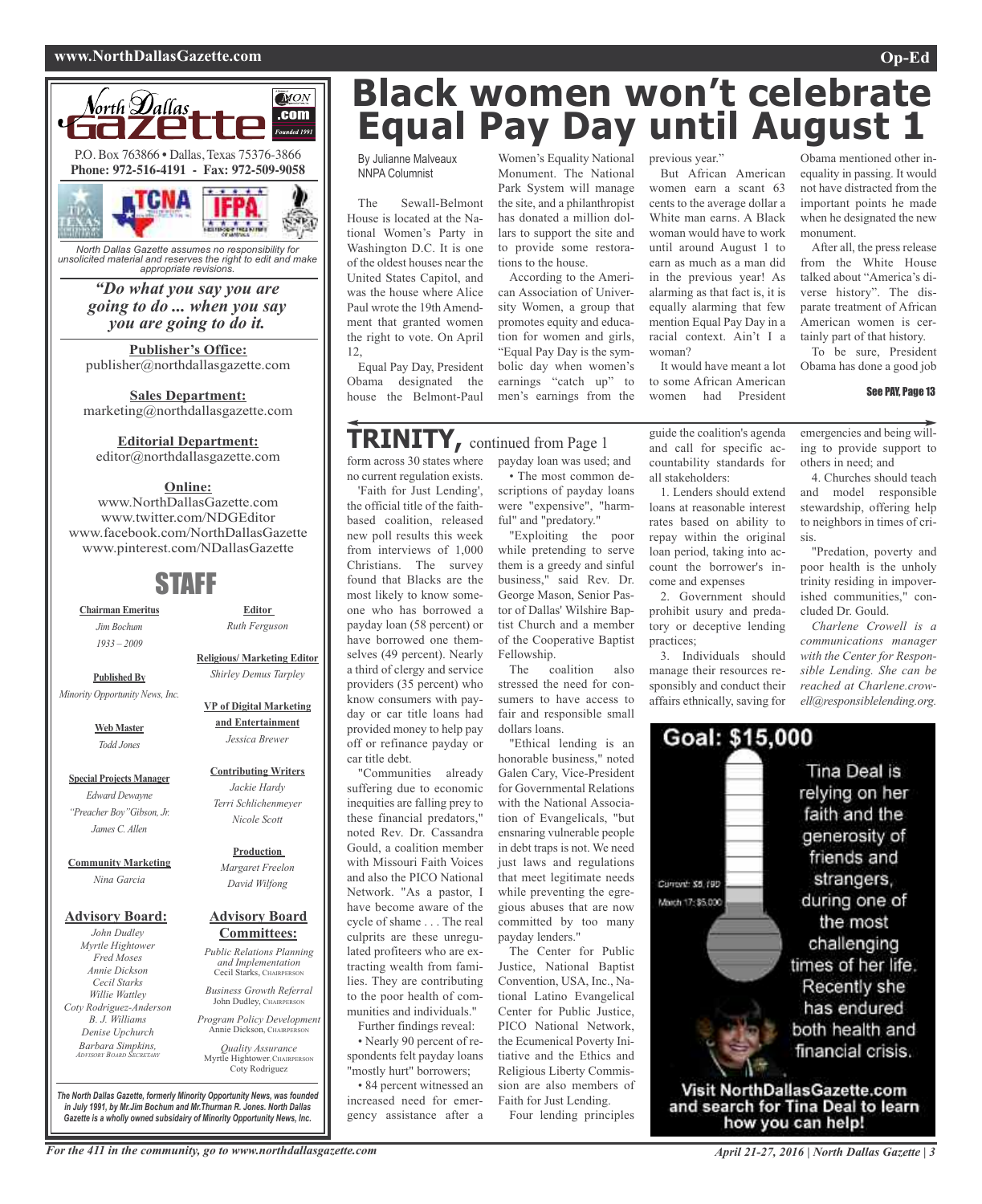# Black women won't celebrate Equal Pay Day until August 1

By Julianne Malveaux
NNPA Columnist

The Sewall-Belmont House is located at the National Women's Party in Washington D.C. It is one of the oldest houses near the United States Capitol, and was the house where Alice Paul wrote the 19th Amendment that granted women the right to vote. On April 12,

Equal Pay Day, President Obama designated the house the Belmont-Paul Women's Equality National Monument. The National Park System will manage the site, and a philanthropist has donated a million dollars to support the site and to provide some restorations to the house.

According to the American Association of University Women, a group that promotes equity and education for women and girls, "Equal Pay Day is the symbolic day when women's earnings "catch up" to men's earnings from the previous year."

But African American women earn a scant 63 cents to the average dollar a White man earns. A Black woman would have to work until around August 1 to earn as much as a man did in the previous year! As alarming as that fact is, it is equally alarming that few mention Equal Pay Day in a racial context. Ain't I a woman?

It would have meant a lot to some African American women had President Obama mentioned other inequality in passing. It would not have distracted from the important points he made when he designated the new monument.

After all, the press release from the White House talked about "America's diverse history". The disparate treatment of African American women is certainly part of that history.

To be sure, President Obama has done a good job

See PAY, Page 13

---

## TRINITY, continued from Page 1

form across 30 states where no current regulation exists.

'Faith for Just Lending', the official title of the faith-based coalition, released new poll results this week from interviews of 1,000 Christians. The survey found that Blacks are the most likely to know someone who has borrowed a payday loan (58 percent) or have borrowed one themselves (49 percent). Nearly a third of clergy and service providers (35 percent) who know consumers with payday or car title loans had provided money to help pay off or refinance payday or car title debt.

"Communities already suffering due to economic inequities are falling prey to these financial predators," noted Rev. Dr. Cassandra Gould, a coalition member with Missouri Faith Voices and also the PICO National Network. "As a pastor, I have become aware of the cycle of shame . . . The real culprits are these unregulated profiteers who are extracting wealth from families. They are contributing to the poor health of communities and individuals."

Further findings reveal:

- Nearly 90 percent of respondents felt payday loans "mostly hurt" borrowers;
- 84 percent witnessed an increased need for emergency assistance after a payday loan was used; and
- The most common descriptions of payday loans were "expensive", "harmful" and "predatory."

"Exploiting the poor while pretending to serve them is a greedy and sinful business," said Rev. Dr. George Mason, Senior Pastor of Dallas' Wilshire Baptist Church and a member of the Cooperative Baptist Fellowship.

The coalition also stressed the need for consumers to have access to fair and responsible small dollars loans.

"Ethical lending is an honorable business," noted Galen Cary, Vice-President for Governmental Relations with the National Association of Evangelicals, "but ensnaring vulnerable people in debt traps is not. We need just laws and regulations that meet legitimate needs while preventing the egregious abuses that are now committed by too many payday lenders."

The Center for Public Justice, National Baptist Convention, USA, Inc., National Latino Evangelical Center for Public Justice, PICO National Network, the Ecumenical Poverty Initiative and the Ethics and Religious Liberty Commission are also members of Faith for Just Lending.

Four lending principles guide the coalition's agenda and call for specific accountability standards for all stakeholders:

1. Lenders should extend loans at reasonable interest rates based on ability to repay within the original loan period, taking into account the borrower's income and expenses
2. Government should prohibit usury and predatory or deceptive lending practices;
3. Individuals should manage their resources responsibly and conduct their affairs ethnically, saving for emergencies and being willing to provide support to others in need; and
4. Churches should teach and model responsible stewardship, offering help to neighbors in times of crisis.

"Predation, poverty and poor health is the unholy trinity residing in impoverished communities," concluded Dr. Gould.

*Charlene Crowell is a communications manager with the Center for Responsible Lending. She can be reached at Charlene.crowell@responsiblelending.org.*

---

**Goal: $15,000**

Current: $8,190
March 17: $5,000

Tina Deal is relying on her faith and the generosity of friends and strangers, during one of the most challenging times of her life. Recently she has endured both health and financial crisis.

**Visit NorthDallasGazette.com and search for Tina Deal to learn how you can help!**

---

**North Dallas Gazette**

P.O. Box 763866 • Dallas, Texas 75376-3866
**Phone: 972-516-4191 - Fax: 972-509-9058**

*North Dallas Gazette assumes no responsibility for unsolicited material and reserves the right to edit and make appropriate revisions.*

***"Do what you say you are going to do ... when you say you are going to do it.***

**Publisher's Office:**
publisher@northdallasgazette.com

**Sales Department:**
marketing@northdallasgazette.com

**Editorial Department:**
editor@northdallasgazette.com

**Online:**
www.NorthDallasGazette.com
www.twitter.com/NDGEditor
www.facebook.com/NorthDallasGazette
www.pinterest.com/NDallasGazette

## STAFF

**Chairman Emeritus**
*Jim Bochum*
*1933 – 2009*

**Published By**
*Minority Opportunity News, Inc.*

**Web Master**
*Todd Jones*

**Special Projects Manager**
*Edward Dewayne "Preacher Boy" Gibson, Jr.*
*James C. Allen*

**Community Marketing**
*Nina Garcia*

**Advisory Board:**
*John Dudley*
*Myrtle Hightower*
*Fred Moses*
*Annie Dickson*
*Cecil Starks*
*Willie Wattley*
*Coty Rodriguez-Anderson*
*B. J. Williams*
*Denise Upchurch*
*Barbara Simpkins,* Advisory Board Secretary

**Editor**
*Ruth Ferguson*

**Religious/ Marketing Editor**
*Shirley Demus Tarpley*

**VP of Digital Marketing and Entertainment**
*Jessica Brewer*

**Contributing Writers**
*Jackie Hardy*
*Terri Schlichenmeyer*
*Nicole Scott*

**Production**
*Margaret Freelon*
*David Wilfong*

**Advisory Board Committees:**
*Public Relations Planning and Implementation*
Cecil Starks, Chairperson
*Business Growth Referral*
John Dudley, Chairperson
*Program Policy Development*
Annie Dickson, Chairperson
*Quality Assurance*
Myrtle Hightower, Chairperson
Coty Rodriguez

*The North Dallas Gazette, formerly Minority Opportunity News, was founded in July 1991, by Mr.Jim Bochum and Mr.Thurman R. Jones. North Dallas Gazette is a wholly owned subsidairy of Minority Opportunity News, Inc.*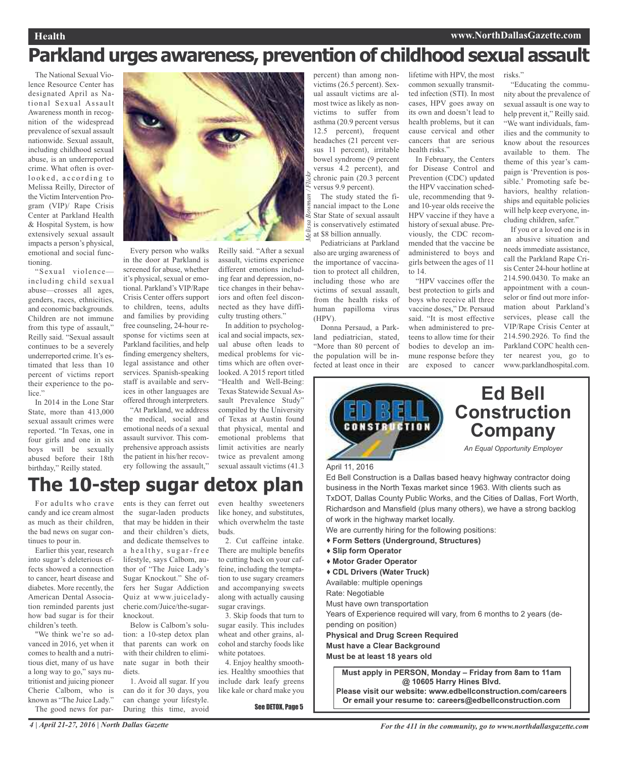# Parkland urges awareness, prevention of childhood sexual assault

The National Sexual Violence Resource Center has designated April as National Sexual Assault Awareness month in recognition of the widespread prevalence of sexual assault nationwide. Sexual assault, including childhood sexual abuse, is an underreported crime. What often is overlooked, according to Melissa Reilly, Director of the Victim Intervention Program (VIP)/ Rape Crisis Center at Parkland Health & Hospital System, is how extensively sexual assault impacts a person's physical, emotional and social functioning.

"Sexual violence—including child sexual abuse—crosses all ages, genders, races, ethnicities, and economic backgrounds. Children are not immune from this type of assault," Reilly said. "Sexual assault continues to be a severely underreported crime. It's estimated that less than 10 percent of victims report their experience to the police."

In 2014 in the Lone Star State, more than 413,000 sexual assault crimes were reported. "In Texas, one in four girls and one in six boys will be sexually abused before their 18th birthday," Reilly stated.

*Melissa Bowman / Flickr*

Every person who walks in the door at Parkland is screened for abuse, whether it's physical, sexual or emotional. Parkland's VIP/Rape Crisis Center offers support to children, teens, adults and families by providing free counseling, 24-hour response for victims seen at Parkland facilities, and help finding emergency shelters, legal assistance and other services. Spanish-speaking staff is available and services in other languages are offered through interpreters.

"At Parkland, we address the medical, social and emotional needs of a sexual assault survivor. This comprehensive approach assists the patient in his/her recovery following the assault," Reilly said. "After a sexual assault, victims experience different emotions including fear and depression, notice changes in their behaviors and often feel disconnected as they have difficulty trusting others."

In addition to psychological and social impacts, sexual abuse often leads to medical problems for victims which are often overlooked. A 2015 report titled "Health and Well-Being: Texas Statewide Sexual Assault Prevalence Study" compiled by the University of Texas at Austin found that physical, mental and emotional problems that limit activities are nearly twice as prevalent among sexual assault victims (41.3 percent) than among non-victims (26.5 percent). Sexual assault victims are almost twice as likely as non-victims to suffer from asthma (20.9 percent versus 12.5 percent), frequent headaches (21 percent versus 11 percent), irritable bowel syndrome (9 percent versus 4.2 percent), and chronic pain (20.3 percent versus 9.9 percent).

The study stated the financial impact to the Lone Star State of sexual assault is conservatively estimated at $8 billion annually.

Pediatricians at Parkland also are urging awareness of the importance of vaccination to protect all children, including those who are victims of sexual assault, from the health risks of human papilloma virus (HPV).

Donna Persaud, a Parkland pediatrician, stated, "More than 80 percent of the population will be infected at least once in their lifetime with HPV, the most common sexually transmitted infection (STI). In most cases, HPV goes away on its own and doesn't lead to health problems, but it can cause cervical and other cancers that are serious health risks."

In February, the Centers for Disease Control and Prevention (CDC) updated the HPV vaccination schedule, recommending that 9- and 10-year olds receive the HPV vaccine if they have a history of sexual abuse. Previously, the CDC recommended that the vaccine be administered to boys and girls between the ages of 11 to 14.

"HPV vaccines offer the best protection to girls and boys who receive all three vaccine doses," Dr. Persaud said. "It is most effective when administered to preteens to allow time for their bodies to develop an immune response before they are exposed to cancer risks."

"Educating the community about the prevalence of sexual assault is one way to help prevent it," Reilly said. "We want individuals, families and the community to know about the resources available to them. The theme of this year's campaign is 'Prevention is possible.' Promoting safe behaviors, healthy relationships and equitable policies will help keep everyone, including children, safer."

If you or a loved one is in an abusive situation and needs immediate assistance, call the Parkland Rape Crisis Center 24-hour hotline at 214.590.0430. To make an appointment with a counselor or find out more information about Parkland's services, please call the VIP/Rape Crisis Center at 214.590.2926. To find the Parkland COPC health center nearest you, go to www.parklandhospital.com.

# The 10-step sugar detox plan

For adults who crave candy and ice cream almost as much as their children, the bad news on sugar continues to pour in.

Earlier this year, research into sugar's deleterious effects showed a connection to cancer, heart disease and diabetes. More recently, the American Dental Association reminded parents just how bad sugar is for their children's teeth.

"We think we're so advanced in 2016, yet when it comes to health and a nutritious diet, many of us have a long way to go," says nutritionist and juicing pioneer Cherie Calbom, who is known as "The Juice Lady."

The good news for parents is they can ferret out the sugar-laden products that may be hidden in their and their children's diets, and dedicate themselves to a healthy, sugar-free lifestyle, says Calbom, author of "The Juice Lady's Sugar Knockout." She offers her Sugar Addiction Quiz at www.juiceladycherie.com/Juice/the-sugar-knockout.

Below is Calbom's solution: a 10-step detox plan that parents can work on with their children to eliminate sugar in both their diets.

1. Avoid all sugar. If you can do it for 30 days, you can change your lifestyle. During this time, avoid even healthy sweeteners like honey, and substitutes, which overwhelm the taste buds.

2. Cut caffeine intake. There are multiple benefits to cutting back on your caffeine, including the temptation to use sugary creamers and accompanying sweets along with actually causing sugar cravings.

3. Skip foods that turn to sugar easily. This includes wheat and other grains, alcohol and starchy foods like white potatoes.

4. Enjoy healthy smoothies. Healthy smoothies that include dark leafy greens like kale or chard make you

See DETOX, Page 5

---

**Ed Bell Construction Company**

*An Equal Opportunity Employer*

April 11, 2016

Ed Bell Construction is a Dallas based heavy highway contractor doing business in the North Texas market since 1963. With clients such as TxDOT, Dallas County Public Works, and the Cities of Dallas, Fort Worth, Richardson and Mansfield (plus many others), we have a strong backlog of work in the highway market locally.

We are currently hiring for the following positions:

- **Form Setters (Underground, Structures)**
- **Slip form Operator**
- **Motor Grader Operator**
- **CDL Drivers (Water Truck)**

Available: multiple openings

Rate: Negotiable

Must have own transportation

Years of Experience required will vary, from 6 months to 2 years (depending on position)

**Physical and Drug Screen Required**

**Must have a Clear Background**

**Must be at least 18 years old**

**Must apply in PERSON, Monday – Friday from 8am to 11am @ 10605 Harry Hines Blvd.**

**Please visit our website: www.edbellconstruction.com/careers**

**Or email your resume to: careers@edbellconstruction.com**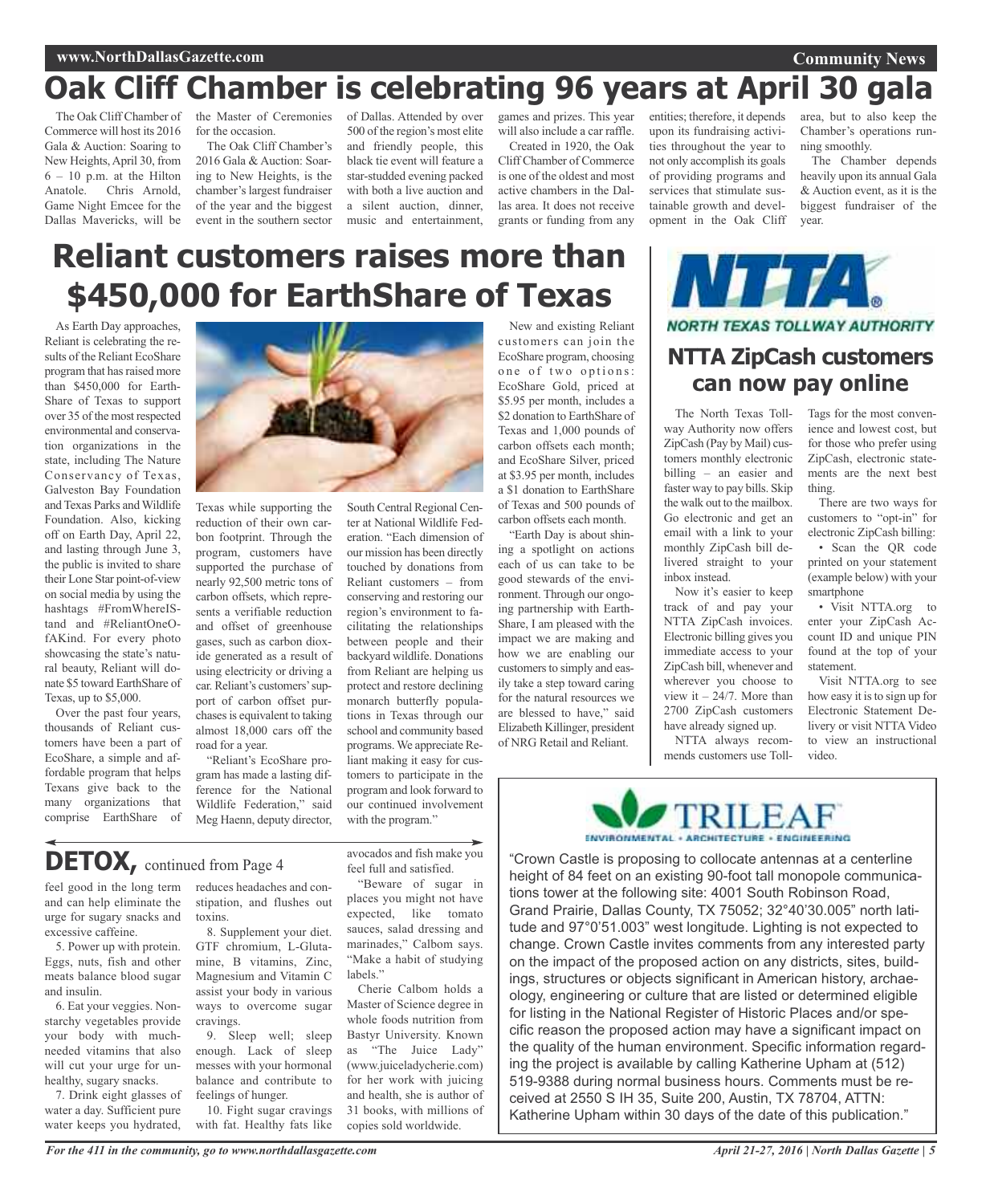# Oak Cliff Chamber is celebrating 96 years at April 30 gala

The Oak Cliff Chamber of Commerce will host its 2016 Gala & Auction: Soaring to New Heights, April 30, from 6 – 10 p.m. at the Hilton Anatole. Chris Arnold, Game Night Emcee for the Dallas Mavericks, will be the Master of Ceremonies for the occasion.

The Oak Cliff Chamber's 2016 Gala & Auction: Soaring to New Heights, is the chamber's largest fundraiser of the year and the biggest event in the southern sector of Dallas. Attended by over 500 of the region's most elite and friendly people, this black tie event will feature a star-studded evening packed with both a live auction and a silent auction, dinner, music and entertainment, games and prizes. This year will also include a car raffle.

Created in 1920, the Oak Cliff Chamber of Commerce is one of the oldest and most active chambers in the Dallas area. It does not receive grants or funding from any entities; therefore, it depends upon its fundraising activities throughout the year to not only accomplish its goals of providing programs and services that stimulate sustainable growth and development in the Oak Cliff area, but to also keep the Chamber's operations running smoothly.

The Chamber depends heavily upon its annual Gala & Auction event, as it is the biggest fundraiser of the year.

# Reliant customers raises more than $450,000 for EarthShare of Texas

As Earth Day approaches, Reliant is celebrating the results of the Reliant EcoShare program that has raised more than $450,000 for EarthShare of Texas to support over 35 of the most respected environmental and conservation organizations in the state, including The Nature Conservancy of Texas, Galveston Bay Foundation and Texas Parks and Wildlife Foundation. Also, kicking off on Earth Day, April 22, and lasting through June 3, the public is invited to share their Lone Star point-of-view on social media by using the hashtags #FromWhereIStand and #ReliantOneOfAKind. For every photo showcasing the state's natural beauty, Reliant will donate $5 toward EarthShare of Texas, up to $5,000.

Over the past four years, thousands of Reliant customers have been a part of EcoShare, a simple and affordable program that helps Texans give back to the many organizations that comprise EarthShare of Texas while supporting the reduction of their own carbon footprint. Through the program, customers have supported the purchase of nearly 92,500 metric tons of carbon offsets, which represents a verifiable reduction and offset of greenhouse gases, such as carbon dioxide generated as a result of using electricity or driving a car. Reliant's customers' support of carbon offset purchases is equivalent to taking almost 18,000 cars off the road for a year.

"Reliant's EcoShare program has made a lasting difference for the National Wildlife Federation," said Meg Haenn, deputy director, South Central Regional Center at National Wildlife Federation. "Each dimension of our mission has been directly touched by donations from Reliant customers – from conserving and restoring our region's environment to facilitating the relationships between people and their backyard wildlife. Donations from Reliant are helping us protect and restore declining monarch butterfly populations in Texas through our school and community based programs. We appreciate Reliant making it easy for customers to participate in the program and look forward to our continued involvement with the program."

New and existing Reliant customers can join the EcoShare program, choosing one of two options: EcoShare Gold, priced at $5.95 per month, includes a $2 donation to EarthShare of Texas and 1,000 pounds of carbon offsets each month; and EcoShare Silver, priced at $3.95 per month, includes a $1 donation to EarthShare of Texas and 500 pounds of carbon offsets each month.

"Earth Day is about shining a spotlight on actions each of us can take to be good stewards of the environment. Through our ongoing partnership with EarthShare, I am pleased with the impact we are making and how we are enabling our customers to simply and easily take a step toward caring for the natural resources we are blessed to have," said Elizabeth Killinger, president of NRG Retail and Reliant.

NTTA
NORTH TEXAS TOLLWAY AUTHORITY

## NTTA ZipCash customers can now pay online

The North Texas Tollway Authority now offers ZipCash (Pay by Mail) customers monthly electronic billing – an easier and faster way to pay bills. Skip the walk out to the mailbox. Go electronic and get an email with a link to your monthly ZipCash bill delivered straight to your inbox instead.

Now it's easier to keep track of and pay your NTTA ZipCash invoices. Electronic billing gives you immediate access to your ZipCash bill, whenever and wherever you choose to view it – 24/7. More than 2700 ZipCash customers have already signed up.

NTTA always recommends customers use TollTags for the most convenience and lowest cost, but for those who prefer using ZipCash, electronic statements are the next best thing.

There are two ways for customers to "opt-in" for electronic ZipCash billing:

- Scan the QR code printed on your statement (example below) with your smartphone
- Visit NTTA.org to enter your ZipCash Account ID and unique PIN found at the top of your statement.

Visit NTTA.org to see how easy it is to sign up for Electronic Statement Delivery or visit NTTA Video to view an instructional video.

## DETOX, continued from Page 4

feel good in the long term and can help eliminate the urge for sugary snacks and excessive caffeine.

5. Power up with protein. Eggs, nuts, fish and other meats balance blood sugar and insulin.

6. Eat your veggies. Nonstarchy vegetables provide your body with much-needed vitamins that also will cut your urge for unhealthy, sugary snacks.

7. Drink eight glasses of water a day. Sufficient pure water keeps you hydrated, reduces headaches and constipation, and flushes out toxins.

8. Supplement your diet. GTF chromium, L-Glutamine, B vitamins, Zinc, Magnesium and Vitamin C assist your body in various ways to overcome sugar cravings.

9. Sleep well; sleep enough. Lack of sleep messes with your hormonal balance and contribute to feelings of hunger.

10. Fight sugar cravings with fat. Healthy fats like avocados and fish make you feel full and satisfied.

"Beware of sugar in places you might not have expected, like tomato sauces, salad dressing and marinades," Calbom says. "Make a habit of studying labels."

Cherie Calbom holds a Master of Science degree in whole foods nutrition from Bastyr University. Known as "The Juice Lady" (www.juiceladycherie.com) for her work with juicing and health, she is author of 31 books, with millions of copies sold worldwide.

TRILEAF
ENVIRONMENTAL • ARCHITECTURE • ENGINEERING

"Crown Castle is proposing to collocate antennas at a centerline height of 84 feet on an existing 90-foot tall monopole communications tower at the following site: 4001 South Robinson Road, Grand Prairie, Dallas County, TX 75052; 32°40'30.005" north latitude and 97°0'51.003" west longitude. Lighting is not expected to change. Crown Castle invites comments from any interested party on the impact of the proposed action on any districts, sites, buildings, structures or objects significant in American history, archaeology, engineering or culture that are listed or determined eligible for listing in the National Register of Historic Places and/or specific reason the proposed action may have a significant impact on the quality of the human environment. Specific information regarding the project is available by calling Katherine Upham at (512) 519-9388 during normal business hours. Comments must be received at 2550 S IH 35, Suite 200, Austin, TX 78704, ATTN: Katherine Upham within 30 days of the date of this publication."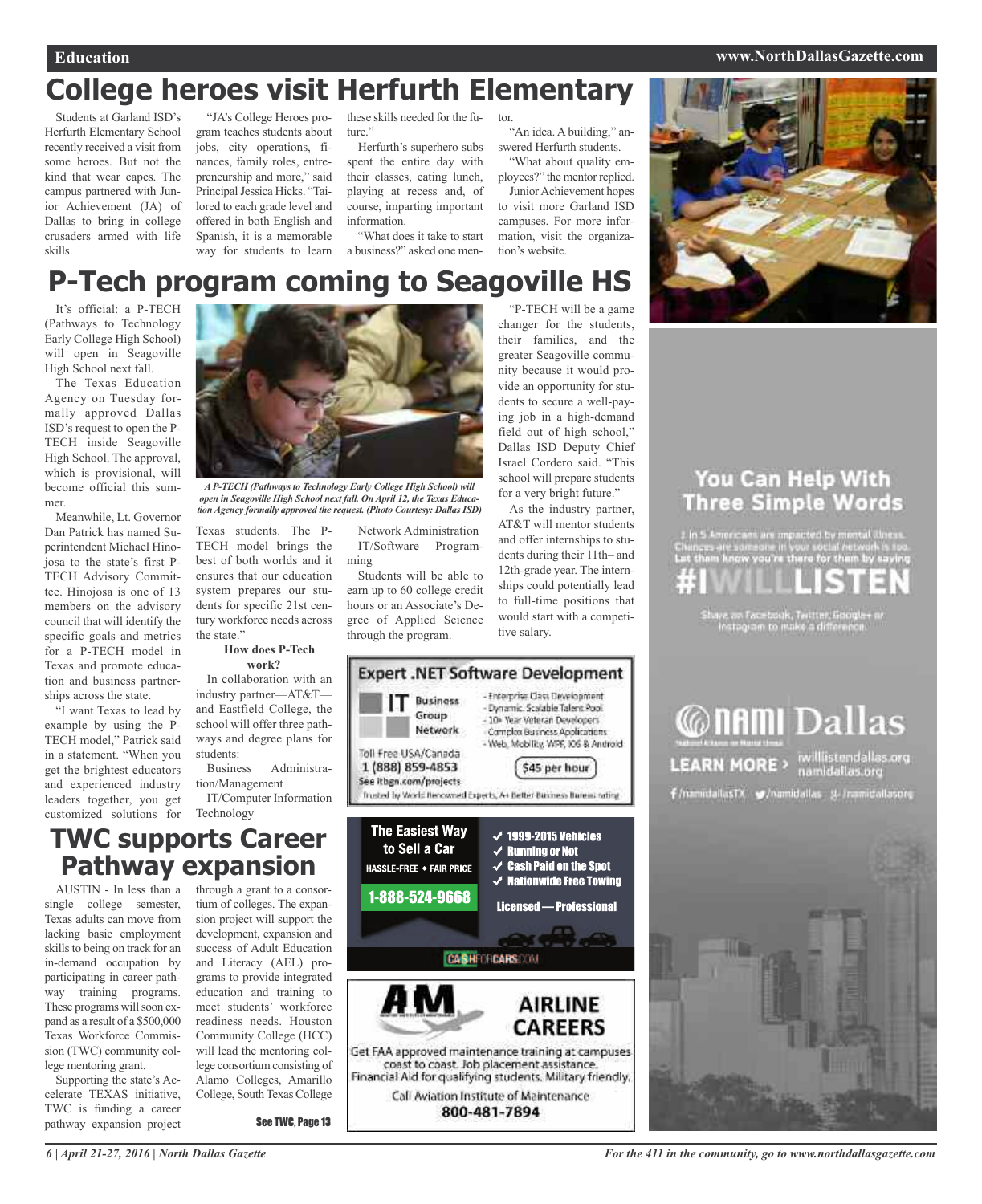# College heroes visit Herfurth Elementary

Students at Garland ISD's Herfurth Elementary School recently received a visit from some heroes. But not the kind that wear capes. The campus partnered with Junior Achievement (JA) of Dallas to bring in college crusaders armed with life skills.

"JA's College Heroes program teaches students about jobs, city operations, finances, family roles, entrepreneurship and more," said Principal Jessica Hicks. "Tailored to each grade level and offered in both English and Spanish, it is a memorable way for students to learn these skills needed for the future."

Herfurth's superhero subs spent the entire day with their classes, eating lunch, playing at recess and, of course, imparting important information.

"What does it take to start a business?" asked one mentor.

"An idea. A building," answered Herfurth students.

"What about quality employees?" the mentor replied.

Junior Achievement hopes to visit more Garland ISD campuses. For more information, visit the organization's website.

# P-Tech program coming to Seagoville HS

It's official: a P-TECH (Pathways to Technology Early College High School) will open in Seagoville High School next fall.

The Texas Education Agency on Tuesday formally approved Dallas ISD's request to open the P-TECH inside Seagoville High School. The approval, which is provisional, will become official this summer.

Meanwhile, Lt. Governor Dan Patrick has named Superintendent Michael Hinojosa to the state's first P-TECH Advisory Committee. Hinojosa is one of 13 members on the advisory council that will identify the specific goals and metrics for a P-TECH model in Texas and promote education and business partnerships across the state.

"I want Texas to lead by example by using the P-TECH model," Patrick said in a statement. "When you get the brightest educators and experienced industry leaders together, you get customized solutions for Texas students. The P-TECH model brings the best of both worlds and it ensures that our education system prepares our students for specific 21st century workforce needs across the state."

*A P-TECH (Pathways to Technology Early College High School) will open in Seagoville High School next fall. On April 12, the Texas Education Agency formally approved the request. (Photo Courtesy: Dallas ISD)*

### How does P-Tech work?

In collaboration with an industry partner—AT&T—and Eastfield College, the school will offer three pathways and degree plans for students:

- Business Administration/Management
- IT/Computer Information Technology
- Network Administration IT/Software Programming

Students will be able to earn up to 60 college credit hours or an Associate's Degree of Applied Science through the program.

"P-TECH will be a game changer for the students, their families, and the greater Seagoville community because it would provide an opportunity for students to secure a well-paying job in a high-demand field out of high school," Dallas ISD Deputy Chief Israel Cordero said. "This school will prepare students for a very bright future."

As the industry partner, AT&T will mentor students and offer internships to students during their 11th– and 12th-grade year. The internships could potentially lead to full-time positions that would start with a competitive salary.

# TWC supports Career Pathway expansion

AUSTIN - In less than a single college semester, Texas adults can move from lacking basic employment skills to being on track for an in-demand occupation by participating in career pathway training programs. These programs will soon expand as a result of a $500,000 Texas Workforce Commission (TWC) community college mentoring grant.

Supporting the state's Accelerate TEXAS initiative, TWC is funding a career pathway expansion project through a grant to a consortium of colleges. The expansion project will support the development, expansion and success of Adult Education and Literacy (AEL) programs to provide integrated education and training to meet students' workforce readiness needs. Houston Community College (HCC) will lead the mentoring college consortium consisting of Alamo Colleges, Amarillo College, South Texas College

See TWC, Page 13

---

**Expert .NET Software Development**

IT Business Group Network

- Enterprise Class Development
- Dynamic, Scalable Talent Pool
- 10+ Year Veteran Developers
- Complex Business Applications
- Web, Mobility, WPF, iOS & Android

Toll Free USA/Canada 1 (888) 859-4853
See itbgn.com/projects

$45 per hour

Trusted by World Renowned Experts, A+ Better Business Bureau rating

---

**The Easiest Way to Sell a Car**

HASSLE-FREE • FAIR PRICE

1-888-524-9668

- ✓ 1999-2015 Vehicles
- ✓ Running or Not
- ✓ Cash Paid on the Spot
- ✓ Nationwide Free Towing

Licensed — Professional

CASHFORCARS.COM

---

**AM AIRLINE CAREERS**

Get FAA approved maintenance training at campuses coast to coast. Job placement assistance. Financial Aid for qualifying students. Military friendly.

Call Aviation Institute of Maintenance 800-481-7894

---

**You Can Help With Three Simple Words**

1 in 5 Americans are impacted by mental illness. Chances are someone in your social network is too. Let them know you're there for them by saying

#IWILLLISTEN

Share on Facebook, Twitter, Google+ or Instagram to make a difference.

NAMI Dallas

LEARN MORE › iwilllistendallas.org namidallas.org

/namidallasTX /namidallas /namidallasorg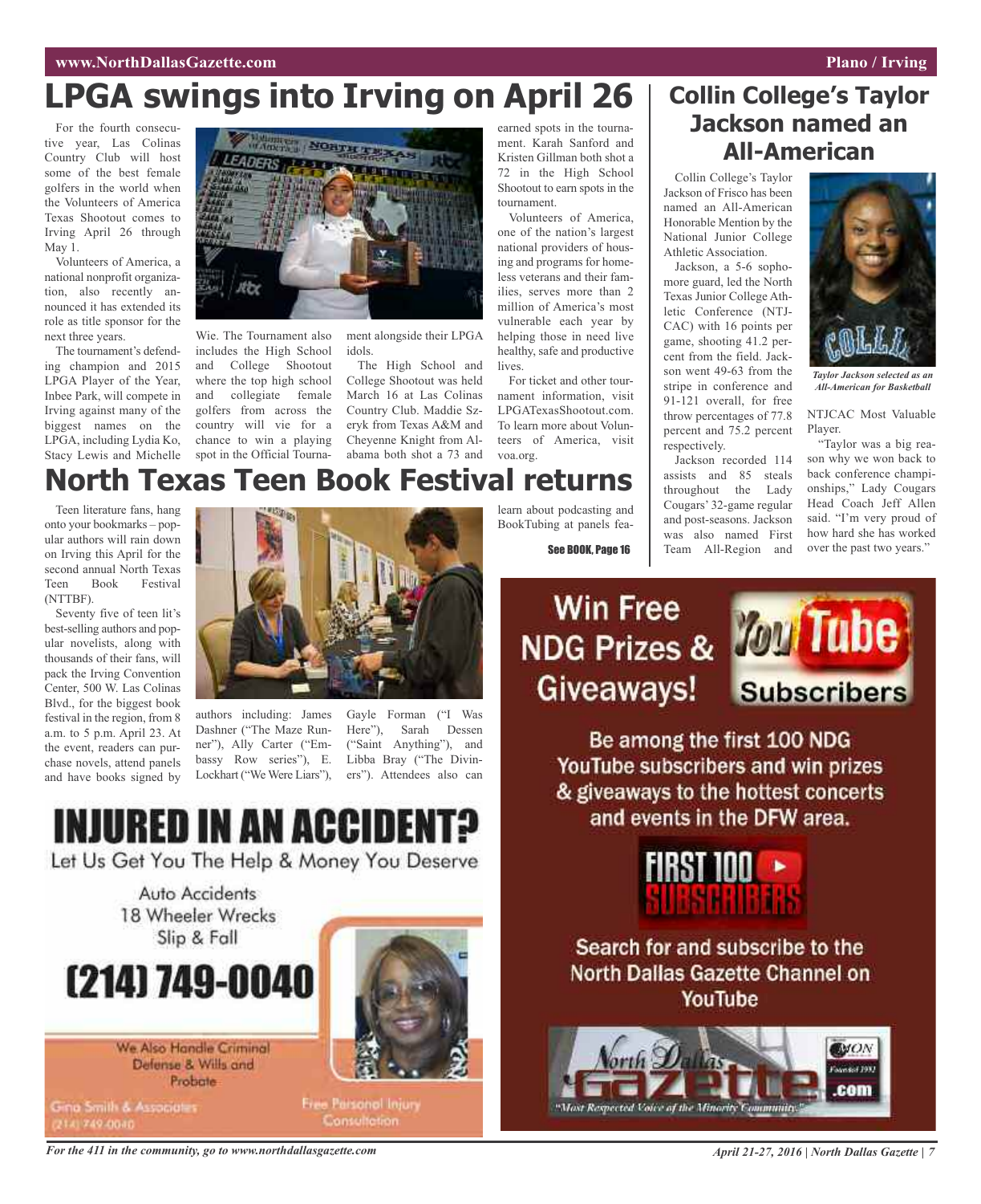# LPGA swings into Irving on April 26

For the fourth consecutive year, Las Colinas Country Club will host some of the best female golfers in the world when the Volunteers of America Texas Shootout comes to Irving April 26 through May 1.

Volunteers of America, a national nonprofit organization, also recently announced it has extended its role as title sponsor for the next three years.

The tournament's defending champion and 2015 LPGA Player of the Year, Inbee Park, will compete in Irving against many of the biggest names on the LPGA, including Lydia Ko, Stacy Lewis and Michelle Wie. The Tournament also includes the High School and College Shootout where the top high school and collegiate female golfers from across the country will vie for a chance to win a playing spot in the Official Tournament alongside their LPGA idols.

The High School and College Shootout was held March 16 at Las Colinas Country Club. Maddie Szeryk from Texas A&M and Cheyenne Knight from Alabama both shot a 73 and earned spots in the tournament. Karah Sanford and Kristen Gillman both shot a 72 in the High School Shootout to earn spots in the tournament.

Volunteers of America, one of the nation's largest national providers of housing and programs for homeless veterans and their families, serves more than 2 million of America's most vulnerable each year by helping those in need live healthy, safe and productive lives.

For ticket and other tournament information, visit LPGATexasShootout.com. To learn more about Volunteers of America, visit voa.org.

# North Texas Teen Book Festival returns

Teen literature fans, hang onto your bookmarks – popular authors will rain down on Irving this April for the second annual North Texas Teen Book Festival (NTTBF).

Seventy five of teen lit's best-selling authors and popular novelists, along with thousands of their fans, will pack the Irving Convention Center, 500 W. Las Colinas Blvd., for the biggest book festival in the region, from 8 a.m. to 5 p.m. April 23. At the event, readers can purchase novels, attend panels and have books signed by authors including: James Dashner ("The Maze Runner"), Ally Carter ("Embassy Row series"), E. Lockhart ("We Were Liars"), Gayle Forman ("I Was Here"), Sarah Dessen ("Saint Anything"), and Libba Bray ("The Diviners"). Attendees also can learn about podcasting and BookTubing at panels fea-

See BOOK, Page 16

# Collin College's Taylor Jackson named an All-American

Collin College's Taylor Jackson of Frisco has been named an All-American Honorable Mention by the National Junior College Athletic Association.

Jackson, a 5-6 sophomore guard, led the North Texas Junior College Athletic Conference (NTJCAC) with 16 points per game, shooting 41.2 percent from the field. Jackson went 49-63 from the stripe in conference and 91-121 overall, for free throw percentages of 77.8 percent and 75.2 percent respectively.

Jackson recorded 114 assists and 85 steals throughout the Lady Cougars' 32-game regular and post-seasons. Jackson was also named First Team All-Region and NTJCAC Most Valuable Player.

"Taylor was a big reason why we won back to back conference championships," Lady Cougars Head Coach Jeff Allen said. "I'm very proud of how hard she has worked over the past two years."

*Taylor Jackson selected as an All-American for Basketball*

**INJURED IN AN ACCIDENT?**

Let Us Get You The Help & Money You Deserve

Auto Accidents
18 Wheeler Wrecks
Slip & Fall

**(214) 749-0040**

We Also Handle Criminal Defense & Wills and Probate

Gina Smith & Associates
(214) 749-0040

Free Personal Injury Consultation

**Win Free NDG Prizes & Giveaways!**

YouTube Subscribers

Be among the first 100 NDG YouTube subscribers and win prizes & giveaways to the hottest concerts and events in the DFW area.

FIRST 100 SUBSCRIBERS

Search for and subscribe to the North Dallas Gazette Channel on YouTube

North Dallas Gazette .com
"Most Respected Voice of the Minority Community."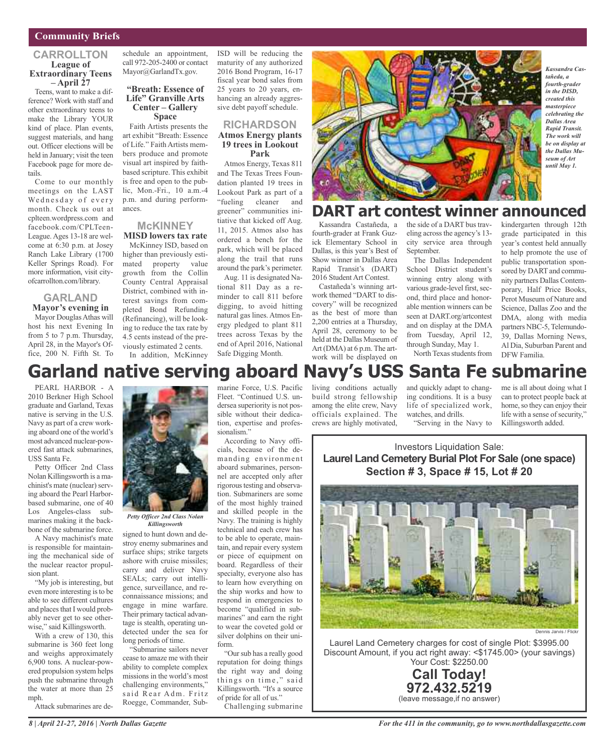## Community Briefs

### CARROLLTON

**League of Extraordinary Teens – April 27**

Teens, want to make a difference? Work with staff and other extraordinary teens to make the Library YOUR kind of place. Plan events, suggest materials, and hang out. Officer elections will be held in January; visit the teen Facebook page for more details.

Come to our monthly meetings on the LAST Wednesday of every month. Check us out at cplteen.wordpress.com and facebook.com/CPLTeen-League. Ages 13-18 are welcome at 6:30 p.m. at Josey Ranch Lake Library (1700 Keller Springs Road). For more information, visit cityofcarrollton.com/library.

### GARLAND

**Mayor's evening in**

Mayor Douglas Athas will host his next Evening In from 5 to 7 p.m. Thursday, April 28, in the Mayor's Office, 200 N. Fifth St. To schedule an appointment, call 972-205-2400 or contact Mayor@GarlandTx.gov.

**"Breath: Essence of Life" Granville Arts Center – Gallery Space**

Faith Artists presents the art exhibit "Breath: Essence of Life." Faith Artists members produce and promote visual art inspired by faith-based scripture. This exhibit is free and open to the public, Mon.-Fri., 10 a.m.-4 p.m. and during performances.

### McKINNEY

**MISD lowers tax rate**

McKinney ISD, based on higher than previously estimated property value growth from the Collin County Central Appraisal District, combined with interest savings from completed Bond Refunding (Refinancing), will be looking to reduce the tax rate by 4.5 cents instead of the previously estimated 2 cents.

In addition, McKinney ISD will be reducing the maturity of any authorized 2016 Bond Program, 16-17 fiscal year bond sales from 25 years to 20 years, enhancing an already aggressive debt payoff schedule.

### RICHARDSON

**Atmos Energy plants 19 trees in Lookout Park**

Atmos Energy, Texas 811 and The Texas Trees Foundation planted 19 trees in Lookout Park as part of a "fueling cleaner and greener" communities initiative that kicked off Aug. 11, 2015. Atmos also has ordered a bench for the park, which will be placed along the trail that runs around the park's perimeter.

Aug. 11 is designated National 811 Day as a reminder to call 811 before digging, to avoid hitting natural gas lines. Atmos Energy pledged to plant 811 trees across Texas by the end of April 2016, National Safe Digging Month.

*Kassandra Castañeda, a fourth-grader in the DISD, created this masterpiece celebrating the Dallas Area Rapid Transit. The work will be on display at the Dallas Museum of Art until May 1.*

# DART art contest winner announced

Kassandra Castañeda, a fourth-grader at Frank Guzick Elementary School in Dallas, is this year's Best of Show winner in Dallas Area Rapid Transit's (DART) 2016 Student Art Contest.

Castañeda's winning artwork themed "DART to discovery" will be recognized as the best of more than 2,200 entries at a Thursday, April 28, ceremony to be held at the Dallas Museum of Art (DMA) at 6 p.m. The artwork will be displayed on the side of a DART bus traveling across the agency's 13-city service area through September.

The Dallas Independent School District student's winning entry along with various grade-level first, second, third place and honorable mention winners can be seen at DART.org/artcontest and on display at the DMA from Tuesday, April 12, through Sunday, May 1.

North Texas students from kindergarten through 12th grade participated in this year's contest held annually to help promote the use of public transportation sponsored by DART and community partners Dallas Contemporary, Half Price Books, Perot Museum of Nature and Science, Dallas Zoo and the DMA, along with media partners NBC-5, Telemundo-39, Dallas Morning News, Al Dia, Suburban Parent and DFW Familia.

# Garland native serving aboard Navy's USS Santa Fe submarine

PEARL HARBOR - A 2010 Berkner High School graduate and Garland, Texas native is serving in the U.S. Navy as part of a crew working aboard one of the world's most advanced nuclear-powered fast attack submarines, USS Santa Fe.

Petty Officer 2nd Class Nolan Killingsworth is a machinist's mate (nuclear) serving aboard the Pearl Harbor-based submarine, one of 40 Los Angeles-class submarines making it the backbone of the submarine force.

A Navy machinist's mate is responsible for maintaining the mechanical side of the nuclear reactor propulsion plant.

"My job is interesting, but even more interesting is to be able to see different cultures and places that I would probably never get to see otherwise," said Killingsworth.

With a crew of 130, this submarine is 360 feet long and weighs approximately 6,900 tons. A nuclear-powered propulsion system helps push the submarine through the water at more than 25 mph.

Attack submarines are designed to hunt down and destroy enemy submarines and surface ships; strike targets ashore with cruise missiles; carry and deliver Navy SEALs; carry out intelligence, surveillance, and reconnaissance missions; and engage in mine warfare. Their primary tactical advantage is stealth, operating undetected under the sea for long periods of time.

*Petty Officer 2nd Class Nolan Killingsworth*

"Submarine sailors never cease to amaze me with their ability to complete complex missions in the world's most challenging environments," said Rear Adm. Fritz Roegge, Commander, Submarine Force, U.S. Pacific Fleet. "Continued U.S. undersea superiority is not possible without their dedication, expertise and professionalism."

According to Navy officials, because of the demanding environment aboard submarines, personnel are accepted only after rigorous testing and observation. Submariners are some of the most highly trained and skilled people in the Navy. The training is highly technical and each crew has to be able to operate, maintain, and repair every system or piece of equipment on board. Regardless of their specialty, everyone also has to learn how everything on the ship works and how to respond in emergencies to become "qualified in submarines" and earn the right to wear the coveted gold or silver dolphins on their uniform.

"Our sub has a really good reputation for doing things the right way and doing things on time," said Killingsworth. "It's a source of pride for all of us."

Challenging submarine living conditions actually build strong fellowship among the elite crew, Navy officials explained. The crews are highly motivated, and quickly adapt to changing conditions. It is a busy life of specialized work, watches, and drills.

"Serving in the Navy to me is all about doing what I can to protect people back at home, so they can enjoy their life with a sense of security," Killingsworth added.

---

Investors Liquidation Sale:

**Laurel Land Cemetery Burial Plot For Sale (one space)**

**Section # 3, Space # 15, Lot # 20**

Dennis Jarvis / Flickr

Laurel Land Cemetery charges for cost of single Plot: $3995.00
Discount Amount, if you act right away: <$1745.00> (your savings)
Your Cost: $2250.00

**Call Today!**
**972.432.5219**
(leave message,if no answer)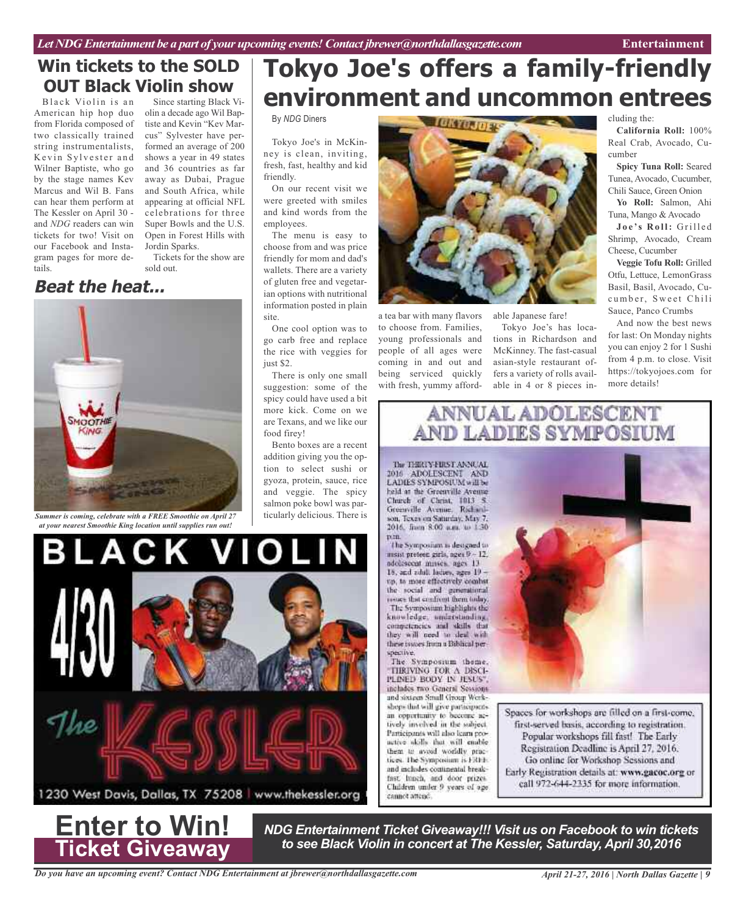# Win tickets to the SOLD OUT Black Violin show

Black Violin is an American hip hop duo from Florida composed of two classically trained string instrumentalists, Kevin Sylvester and Wilner Baptiste, who go by the stage names Kev Marcus and Wil B. Fans can hear them perform at The Kessler on April 30 - and *NDG* readers can win tickets for two! Visit on our Facebook and Instagram pages for more details.

Since starting Black Violin a decade ago Wil Baptiste and Kevin "Kev Marcus" Sylvester have performed an average of 200 shows a year in 49 states and 36 countries as far away as Dubai, Prague and South Africa, while appearing at official NFL celebrations for three Super Bowls and the U.S. Open in Forest Hills with Jordin Sparks.

Tickets for the show are sold out.

## *Beat the heat...*

*Summer is coming, celebrate with a FREE Smoothie on April 27 at your nearest Smoothie King location until supplies run out!*

**BLACK VIOLIN**

**4/30**

**The KESSLER**

1230 West Davis, Dallas, TX 75208 | www.thekessler.org

# Enter to Win! Ticket Giveaway

***NDG Entertainment Ticket Giveaway!!! Visit us on Facebook to win tickets to see Black Violin in concert at The Kessler, Saturday, April 30,2016***

# Tokyo Joe's offers a family-friendly environment and uncommon entrees

By *NDG* Diners

Tokyo Joe's in McKinney is clean, inviting, fresh, fast, healthy and kid friendly.

On our recent visit we were greeted with smiles and kind words from the employees.

The menu is easy to choose from and was price friendly for mom and dad's wallets. There are a variety of gluten free and vegetarian options with nutritional information posted in plain site.

One cool option was to go carb free and replace the rice with veggies for just $2.

There is only one small suggestion: some of the spicy could have used a bit more kick. Come on we are Texans, and we like our food firey!

Bento boxes are a recent addition giving you the option to select sushi or gyoza, protein, sauce, rice and veggie. The spicy salmon poke bowl was particularly delicious. There is a tea bar with many flavors to choose from. Families, young professionals and people of all ages were coming in and out and being serviced quickly with fresh, yummy affordable Japanese fare!

Tokyo Joe's has locations in Richardson and McKinney. The fast-casual asian-style restaurant offers a variety of rolls available in 4 or 8 pieces including the:

**California Roll:** 100% Real Crab, Avocado, Cucumber

**Spicy Tuna Roll:** Seared Tunea, Avocado, Cucumber, Chili Sauce, Green Onion

**Yo Roll:** Salmon, Ahi Tuna, Mango & Avocado

**Joe's Roll:** Grilled Shrimp, Avocado, Cream Cheese, Cucumber

**Veggie Tofu Roll:** Grilled Otfu, Lettuce, LemonGrass Basil, Basil, Avocado, Cucumber, Sweet Chili Sauce, Panco Crumbs

And now the best news for last: On Monday nights you can enjoy 2 for 1 Sushi from 4 p.m. to close. Visit https://tokyojoes.com for more details!

## ANNUAL ADOLESCENT AND LADIES SYMPOSIUM

The THIRTY-FIRST ANNUAL 2016 ADOLESCENT AND LADIES SYMPOSIUM will be held at the Greenville Avenue Church of Christ, 1013 S. Greenville Avenue, Richardson, Texas on Saturday, May 7, 2016, from 8:00 a.m. to 1:30 p.m.

The Symposium is designed to assist preteen girls, ages 9 – 12, adolescent misses, ages 13 – 18, and adult ladies, ages 19 – up, to more effectively combat the social and generational issues that confront them today. The Symposium highlights the knowledge, understanding, competencies and skills that they will need to deal with these issues from a Biblical perspective.

The Symposium theme, "THRIVING FOR A DISCIPLINED BODY IN JESUS", includes two General Sessions and sixteen Small Group Workshops that will give participants an opportunity to become actively involved in the subject. Participants will also learn proactive skills that will enable them to avoid worldly practices. The Symposium is FREE and includes continental breakfast, lunch, and door prizes. Children under 9 years of age cannot attend.

Spaces for workshops are filled on a first-come, first-served basis, according to registration. Popular workshops fill fast! The Early Registration Deadline is April 27, 2016. Go online for Workshop Sessions and Early Registration details at: **www.gacoc.org** or call 972-644-2335 for more information.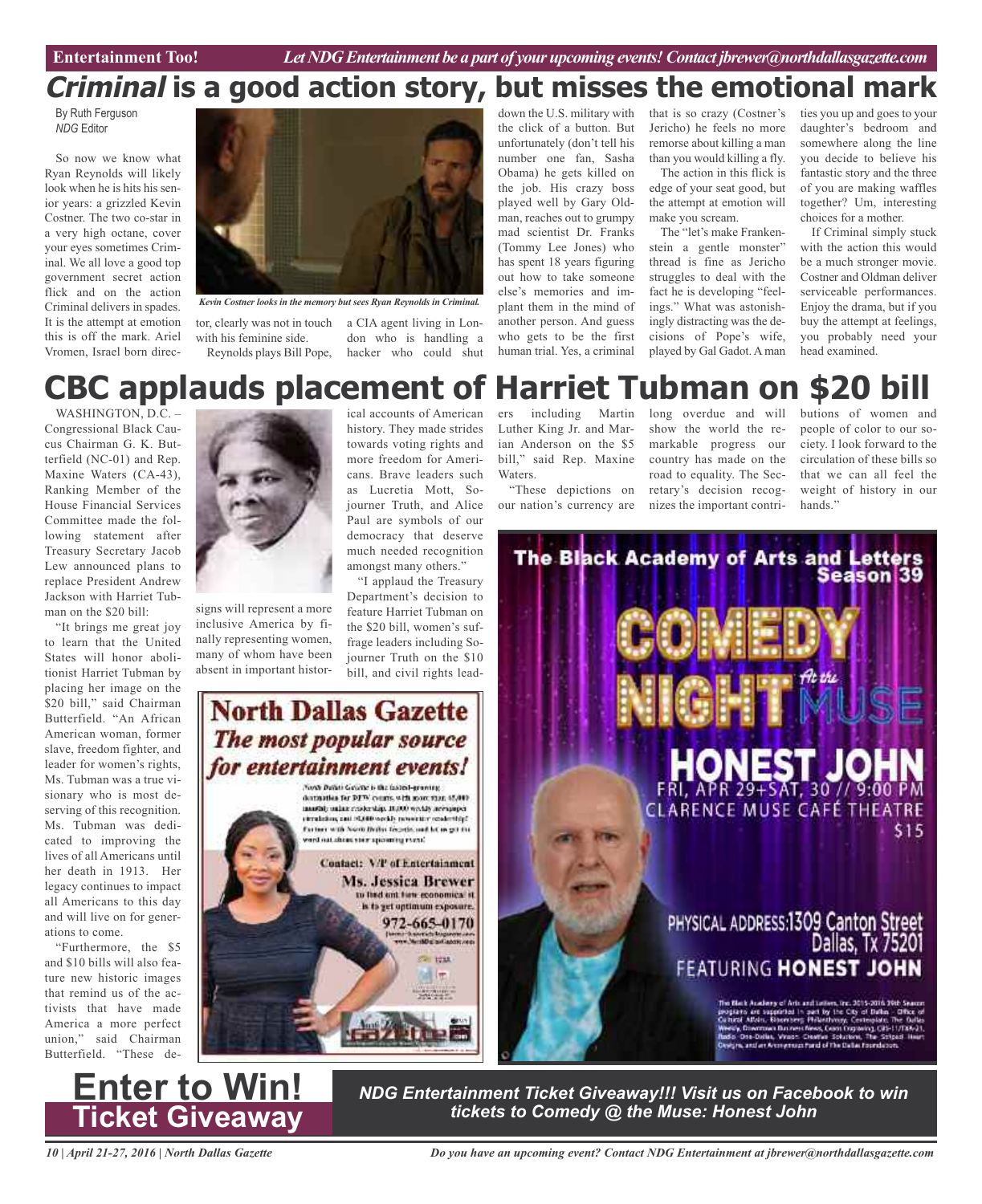# *Criminal* is a good action story, but misses the emotional mark

By Ruth Ferguson
*NDG* Editor

So now we know what Ryan Reynolds will likely look when he is hits his senior years: a grizzled Kevin Costner. The two co-star in a very high octane, cover your eyes sometimes Criminal. We all love a good top government secret action flick and on the action Criminal delivers in spades. It is the attempt at emotion this is off the mark. Ariel Vromen, Israel born director, clearly was not in touch with his feminine side.

*Kevin Costner looks in the memory but sees Ryan Reynolds in Criminal.*

Reynolds plays Bill Pope, a CIA agent living in London who is handling a hacker who could shut down the U.S. military with the click of a button. But unfortunately (don't tell his number one fan, Sasha Obama) he gets killed on the job. His crazy boss played well by Gary Oldman, reaches out to grumpy mad scientist Dr. Franks (Tommy Lee Jones) who has spent 18 years figuring out how to take someone else's memories and implant them in the mind of another person. And guess who gets to be the first human trial. Yes, a criminal that is so crazy (Costner's Jericho) he feels no more remorse about killing a man than you would killing a fly.

The action in this flick is edge of your seat good, but the attempt at emotion will make you scream.

The "let's make Frankenstein a gentle monster" thread is fine as Jericho struggles to deal with the fact he is developing "feelings." What was astonishingly distracting was the decisions of Pope's wife, played by Gal Gadot. A man ties you up and goes to your daughter's bedroom and somewhere along the line you decide to believe his fantastic story and the three of you are making waffles together? Um, interesting choices for a mother.

If Criminal simply stuck with the action this would be a much stronger movie. Costner and Oldman deliver serviceable performances. Enjoy the drama, but if you buy the attempt at feelings, you probably need your head examined.

# CBC applauds placement of Harriet Tubman on $20 bill

WASHINGTON, D.C. – Congressional Black Caucus Chairman G. K. Butterfield (NC-01) and Rep. Maxine Waters (CA-43), Ranking Member of the House Financial Services Committee made the following statement after Treasury Secretary Jacob Lew announced plans to replace President Andrew Jackson with Harriet Tubman on the $20 bill:

"It brings me great joy to learn that the United States will honor abolitionist Harriet Tubman by placing her image on the $20 bill," said Chairman Butterfield. "An African American woman, former slave, freedom fighter, and leader for women's rights, Ms. Tubman was a true visionary who is most deserving of this recognition. Ms. Tubman was dedicated to improving the lives of all Americans until her death in 1913. Her legacy continues to impact all Americans to this day and will live on for generations to come.

"Furthermore, the $5 and $10 bills will also feature new historic images that remind us of the activists that have made America a more perfect union," said Chairman Butterfield. "These designs will represent a more inclusive America by finally representing women, many of whom have been absent in important historical accounts of American history. They made strides towards voting rights and more freedom for Americans. Brave leaders such as Lucretia Mott, Sojourner Truth, and Alice Paul are symbols of our democracy that deserve much needed recognition amongst many others."

"I applaud the Treasury Department's decision to feature Harriet Tubman on the $20 bill, women's suffrage leaders including Sojourner Truth on the $10 bill, and civil rights leaders including Martin Luther King Jr. and Marian Anderson on the $5 bill," said Rep. Maxine Waters.

"These depictions on our nation's currency are long overdue and will show the world the remarkable progress our country has made on the road to equality. The Secretary's decision recognizes the important contributions of women and people of color to our society. I look forward to the circulation of these bills so that we can all feel the weight of history in our hands."

**North Dallas Gazette**
***The most popular source for entertainment events!***

North Dallas Gazette is the fastest-growing destination for DFW events with more than 45,000 monthly online readership, 18,000 weekly newspaper circulation, and 85,000 weekly newsletter readership! Partner with North Dallas Gazette, and let us get the word out about your upcoming event!

**Contact: VP of Entertainment**
**Ms. Jessica Brewer**
to find out how economical it is to get optimum exposure.
**972-665-0170**

**The Black Academy of Arts and Letters Season 39**

**COMEDY NIGHT** At the MUSE

**HONEST JOHN**
FRI, APR 29+SAT, 30 // 9:00 PM
CLARENCE MUSE CAFÉ THEATRE
$15

PHYSICAL ADDRESS: 1309 Canton Street Dallas, Tx 75201
FEATURING **HONEST JOHN**

# Enter to Win!
## Ticket Giveaway

***NDG Entertainment Ticket Giveaway!!! Visit us on Facebook to win tickets to Comedy @ the Muse: Honest John***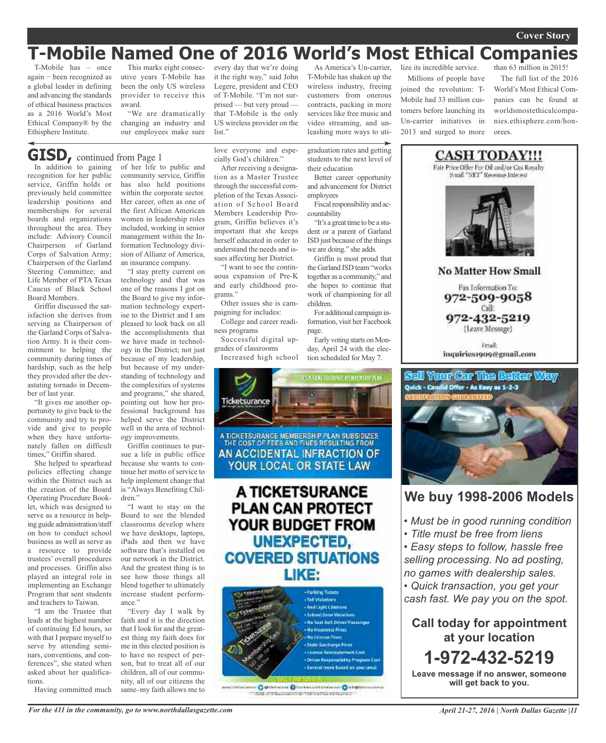Cover Story

# T-Mobile Named One of 2016 World's Most Ethical Companies

T-Mobile has – once again – been recognized as a global leader in defining and advancing the standards of ethical business practices as a 2016 World's Most Ethical Company® by the Ethisphere Institute.

This marks eight consecutive years T-Mobile has been the only US wireless provider to receive this award.

"We are dramatically changing an industry and our employees make sure every day that we're doing it the right way," said John Legere, president and CEO of T-Mobile. "I'm not surprised — but very proud — that T-Mobile is the only US wireless provider on the list."

As America's Un-carrier, T-Mobile has shaken up the wireless industry, freeing customers from onerous contracts, packing in more services like free music and video streaming, and unleashing more ways to utilize its incredible service.

Millions of people have joined the revolution: T-Mobile had 33 million customers before launching its Un-carrier initiatives in 2013 and surged to more than 63 million in 2015!

The full list of the 2016 World's Most Ethical Companies can be found at worldsmostethicalcompanies.ethisphere.com/honorees.

## GISD, continued from Page 1

In addition to gaining recognition for her public service, Griffin holds or previously held committee leadership positions and memberships for several boards and organizations throughout the area. They include: Advisory Council Chairperson of Garland Corps of Salvation Army; Chairperson of the Garland Steering Committee; and Life Member of PTA Texas Caucus of Black School Board Members.

Griffin discussed the satisfaction she derives from serving as Chairperson of the Garland Corps of Salvation Army. It is their commitment to helping the community during times of hardship, such as the help they provided after the devastating tornado in December of last year.

"It gives me another opportunity to give back to the community and try to provide and give to people when they have unfortunately fallen on difficult times," Griffin shared.

She helped to spearhead policies effecting change within the District such as the creation of the Board Operating Procedure Booklet, which was designed to serve as a resource in helping guide administration/staff on how to conduct school business as well as serve as a resource to provide trustees' overall procedures and processes. Griffin also played an integral role in implementing an Exchange Program that sent students and teachers to Taiwan.

"I am the Trustee that leads at the highest number of continuing Ed hours, so with that I prepare myself to serve by attending seminars, conventions, and conferences", she stated when asked about her qualifications.

Having committed much of her life to public and community service, Griffin has also held positions within the corporate sector. Her career, often as one of the first African American women in leadership roles included, working in senior management within the Information Technology division of Allianz of America, an insurance company.

"I stay pretty current on technology and that was one of the reasons I got on the Board to give my information technology expertise to the District and I am pleased to look back on all the accomplishments that we have made in technology in the District; not just because of my leadership, but because of my understanding of technology and the complexities of systems and programs," she shared, pointing out how her professional background has helped serve the District well in the area of technology improvements.

Griffin continues to pursue a life in public office because she wants to continue her motto of service to help implement change that is "Always Benefiting Children."

"I want to stay on the Board to see the blended classrooms develop where we have desktops, laptops, iPads and then we have software that's installed on our network in the District. And the greatest thing is to see how those things all blend together to ultimately increase student performance."

"Every day I walk by faith and it is the direction that I look for and the greatest thing my faith does for me in this elected position is to have no respect of person, but to treat all of our children, all of our community, all of our citizens the same–my faith allows me to love everyone and especially God's children."

After receiving a designation as a Master Trustee through the successful completion of the Texas Association of School Board Members Leadership Program, Griffin believes it's important that she keeps herself educated in order to understand the needs and issues affecting her District.

"I want to see the continuous expansion of Pre-K and early childhood programs."

Other issues she is campaigning for includes:

College and career readiness programs

Successful digital upgrades of classrooms

Increased high school graduation rates and getting students to the next level of their education

Better career opportunity and advancement for District employees

Fiscal responsibility and accountability

"It's a great time to be a student or a parent of Garland ISD just because of the things we are doing." she adds.

Griffin is most proud that the Garland ISD team "works together as a community," and she hopes to continue that work of championing for all children.

For additional campaign information, visit her Facebook page.

Early voting starts on Monday, April 24 with the election scheduled for May 7.

---

**CASH TODAY!!!**

Fair Price Offer For Oil and/or Gas Royalty Small "NET" Revenue Interest

**No Matter How Small**

Fax Information To:
**972-509-9058**
Call:
**972-432-5219**
(Leave Message)

Email:
inquiries1909@gmail.com

---

**Sell Your Car The Better Way**
Quick - Candid Offer - As Easy as 1-2-3
SATISFACTION GUARANTEED

## We buy 1998-2006 Models

- *Must be in good running condition*
- *Title must be free from liens*
- *Easy steps to follow, hassle free selling processing. No ad posting, no games with dealership sales.*
- *Quick transaction, you get your cash fast. We pay you on the spot.*

**Call today for appointment at your location**

**1-972-432-5219**

**Leave message if no answer, someone will get back to you.**

---

Ticketsurance

A TICKETSURANCE MEMBERSHIP PLAN SUBSIDIZES THE COST OF FEES AND FINES RESULTING FROM AN ACCIDENTAL INFRACTION OF YOUR LOCAL OR STATE LAW

**A TICKETSURANCE PLAN CAN PROTECT YOUR BUDGET FROM UNEXPECTED, COVERED SITUATIONS LIKE:**

- Parking Tickets
- Toll Violations
- Red Light Citations
- School Zone Violations
- No Seat Belt Driver/Passenger
- No Insurance Fines
- No License Fines
- State Surcharge Fines
- License Reinstatement Cost
- Driver Responsibility Program Cost
- Several more based on your area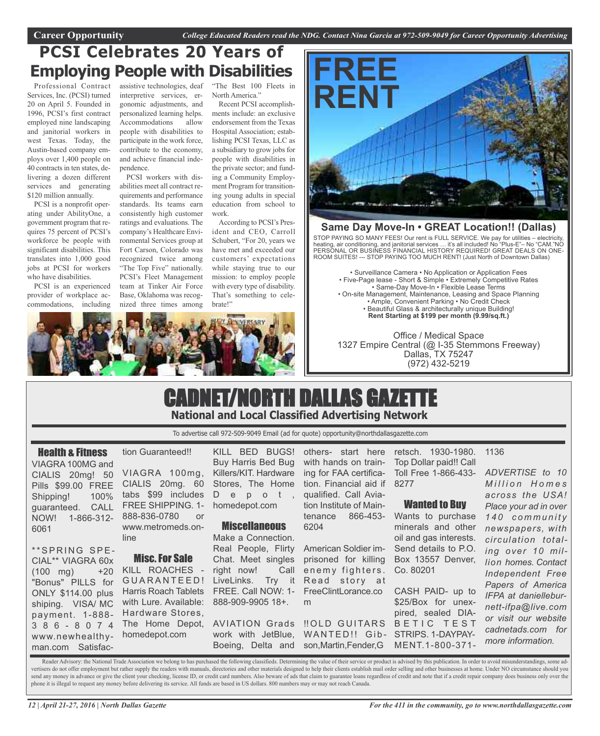**Career Opportunity** *College Educated Readers read the NDG. Contact Nina Garcia at 972-509-9049 for Career Opportunity Advertising*

# PCSI Celebrates 20 Years of Employing People with Disabilities

Professional Contract Services, Inc. (PCSI) turned 20 on April 5. Founded in 1996, PCSI's first contract employed nine landscaping and janitorial workers in west Texas. Today, the Austin-based company employs over 1,400 people on 40 contracts in ten states, delivering a dozen different services and generating $120 million annually.

PCSI is a nonprofit operating under AbilityOne, a government program that requires 75 percent of PCSI's workforce be people with significant disabilities. This translates into 1,000 good jobs at PCSI for workers who have disabilities.

PCSI is an experienced provider of workplace accommodations, including assistive technologies, deaf interpretive services, ergonomic adjustments, and personalized learning helps. Accommodations allow people with disabilities to participate in the work force, contribute to the economy, and achieve financial independence.

PCSI workers with disabilities meet all contract requirements and performance standards. Its teams earn consistently high customer ratings and evaluations. The company's Healthcare Environmental Services group at Fort Carson, Colorado was recognized twice among "The Top Five" nationally. PCSI's Fleet Management team at Tinker Air Force Base, Oklahoma was recognized three times among "The Best 100 Fleets in North America."

Recent PCSI accomplishments include: an exclusive endorsement from the Texas Hospital Association; establishing PCSI Texas, LLC as a subsidiary to grow jobs for people with disabilities in the private sector; and funding a Community Employment Program for transitioning young adults in special education from school to work.

According to PCSI's President and CEO, Carroll Schubert, "For 20, years we have met and exceeded our customers' expectations while staying true to our mission: to employ people with every type of disability. That's something to celebrate!"

# FREE RENT

**Same Day Move-In • GREAT Location!! (Dallas)**

STOP PAYING SO MANY FEES! Our rent is FULL SERVICE. We pay for utilities – electricity, heating, air conditioning, and janitorial services … it's all included! No "Plus-E"– No "CAM."NO PERSONAL OR BUSINESS FINANCIAL HISTORY REQUIRED! GREAT DEALS ON ONE-ROOM SUITES! --- STOP PAYING TOO MUCH RENT! (Just North of Downtown Dallas)

• Surveillance Camera • No Application or Application Fees
• Five-Page lease - Short & Simple • Extremely Competitive Rates
• Same-Day Move-In • Flexible Lease Terms
• On-site Management, Maintenance, Leasing and Space Planning
• Ample, Convenient Parking • No Credit Check
• Beautiful Glass & architecturally unique Building!
**Rent Starting at $199 per month (9.99/sq.ft.)**

Office / Medical Space
1327 Empire Central (@ I-35 Stemmons Freeway)
Dallas, TX 75247
(972) 432-5219

# CADNET/NORTH DALLAS GAZETTE

**National and Local Classified Advertising Network**

To advertise call 972-509-9049 Email (ad for quote) opportunity@northdallasgazette.com

### Health & Fitness

VIAGRA 100MG and CIALIS 20mg! 50 Pills $99.00 FREE Shipping! 100% guaranteed. CALL NOW! 1-866-312-6061

**SPRING SPECIAL** VIAGRA 60x (100 mg) +20 "Bonus" PILLS for ONLY $114.00 plus shiping. VISA/ MC payment. 1-888-386-8074 www.newhealthyman.com Satisfaction Guaranteed!!

VIAGRA 100mg, CIALIS 20mg. 60 tabs $99 includes FREE SHIPPING. 1-888-836-0780 or www.metromeds.online

### Misc. For Sale

KILL ROACHES - GUARANTEED! Harris Roach Tablets with Lure. Available: Hardware Stores, The Home Depot, homedepot.com

KILL BED BUGS! Buy Harris Bed Bug Killers/KIT. Hardware Stores, The Home Depot, homedepot.com

### Miscellaneous

Make a Connection. Real People, Flirty Chat. Meet singles right now! Call LiveLinks. Try it FREE. Call NOW: 1-888-909-9905 18+.

AVIATION Grads work with JetBlue, Boeing, Delta and others- start here with hands on training for FAA certification. Financial aid if qualified. Call Aviation Institute of Maintenance 866-453-6204

American Soldier imprisoned for killing enemy fighters. Read story at FreeClintLorance.com

!!OLD GUITARS WANTED!! Gibson,Martin,Fender,Gretsch. 1930-1980. Top Dollar paid!! Call Toll Free 1-866-433-8277

### Wanted to Buy

Wants to purchase minerals and other oil and gas interests. Send details to P.O. Box 13557 Denver, Co. 80201

CASH PAID- up to $25/Box for unexpired, sealed DIABETIC TEST STRIPS. 1-DAYPAYMENT.1-800-371-1136

*ADVERTISE to 10 Million Homes across the USA! Place your ad in over 140 community newspapers, with circulation totaling over 10 million homes. Contact Independent Free Papers of America IFPA at danielleburnett-ifpa@live.com or visit our website cadnetads.com for more information.*

Reader Advisory: the National Trade Association we belong to has purchased the following classifieds. Determining the value of their service or product is advised by this publication. In order to avoid misunderstandings, some advertisers do not offer employment but rather supply the readers with manuals, directories and other materials designed to help their clients establish mail order selling and other businesses at home. Under NO circumstance should you send any money in advance or give the client your checking, license ID, or credit card numbers. Also beware of ads that claim to guarantee loans regardless of credit and note that if a credit repair company does business only over the phone it is illegal to request any money before delivering its service. All funds are based in US dollars. 800 numbers may or may not reach Canada.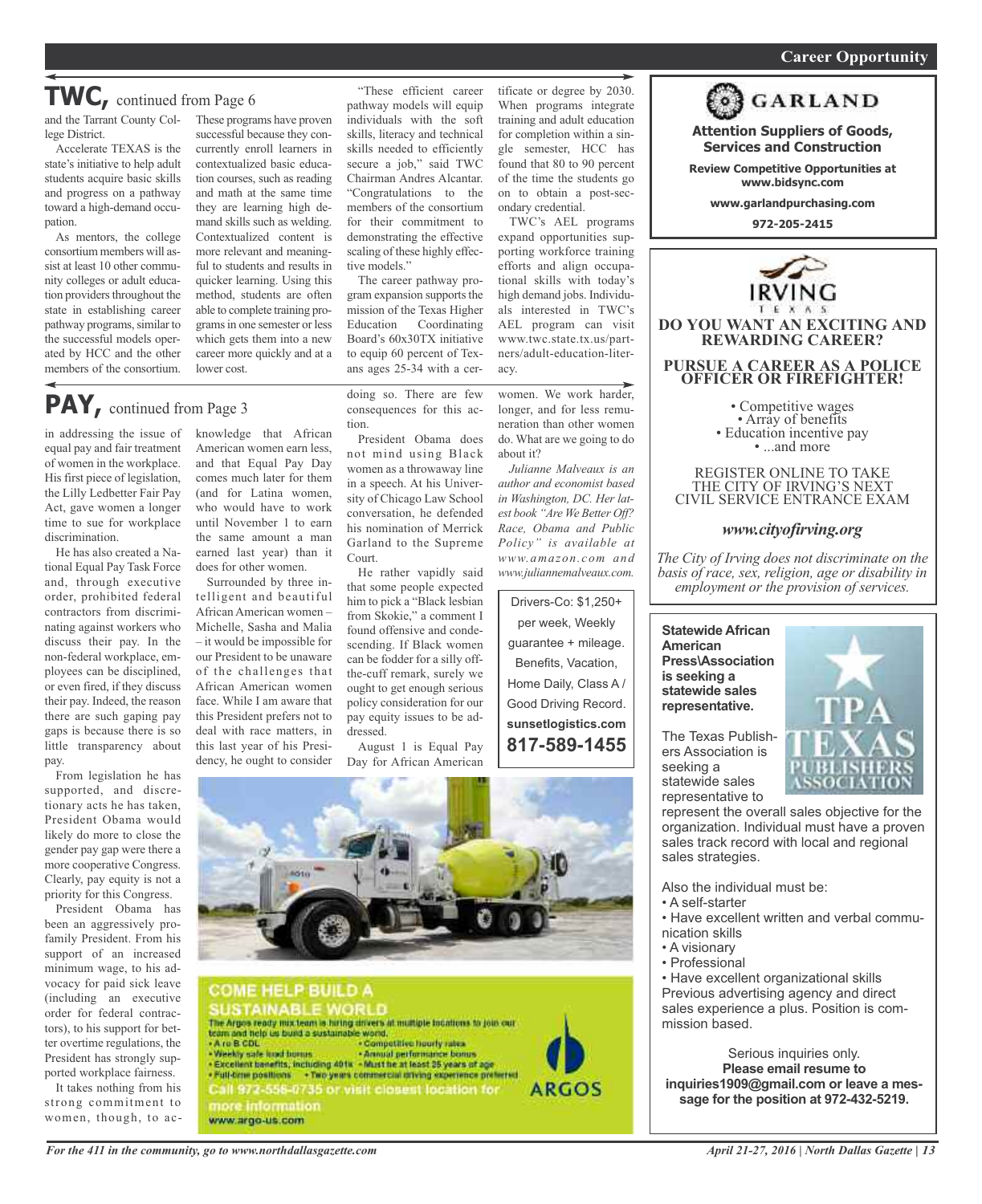# TWC, continued from Page 6

and the Tarrant County College District.

Accelerate TEXAS is the state's initiative to help adult students acquire basic skills and progress on a pathway toward a high-demand occupation.

As mentors, the college consortium members will assist at least 10 other community colleges or adult education providers throughout the state in establishing career pathway programs, similar to the successful models operated by HCC and the other members of the consortium.

These programs have proven successful because they concurrently enroll learners in contextualized basic education courses, such as reading and math at the same time they are learning high demand skills such as welding. Contextualized content is more relevant and meaningful to students and results in quicker learning. Using this method, students are often able to complete training programs in one semester or less which gets them into a new career more quickly and at a lower cost.

"These efficient career pathway models will equip individuals with the soft skills, literacy and technical skills needed to efficiently secure a job," said TWC Chairman Andres Alcantar. "Congratulations to the members of the consortium for their commitment to demonstrating the effective scaling of these highly effective models."

The career pathway program expansion supports the mission of the Texas Higher Education Coordinating Board's 60x30TX initiative to equip 60 percent of Texans ages 25-34 with a certificate or degree by 2030. When programs integrate training and adult education for completion within a single semester, HCC has found that 80 to 90 percent of the time the students go on to obtain a post-secondary credential.

TWC's AEL programs expand opportunities supporting workforce training efforts and align occupational skills with today's high demand jobs. Individuals interested in TWC's AEL program can visit www.twc.state.tx.us/partners/adult-education-literacy.

# PAY, continued from Page 3

in addressing the issue of equal pay and fair treatment of women in the workplace. His first piece of legislation, the Lilly Ledbetter Fair Pay Act, gave women a longer time to sue for workplace discrimination.

He has also created a National Equal Pay Task Force and, through executive order, prohibited federal contractors from discriminating against workers who discuss their pay. In the non-federal workplace, employees can be disciplined, or even fired, if they discuss their pay. Indeed, the reason there are such gaping pay gaps is because there is so little transparency about pay.

From legislation he has supported, and discretionary acts he has taken, President Obama would likely do more to close the gender pay gap were there a more cooperative Congress. Clearly, pay equity is not a priority for this Congress.

President Obama has been an aggressively pro-family President. From his support of an increased minimum wage, to his advocacy for paid sick leave (including an executive order for federal contractors), to his support for better overtime regulations, the President has strongly supported workplace fairness.

It takes nothing from his strong commitment to women, though, to acknowledge that African American women earn less, and that Equal Pay Day comes much later for them (and for Latina women, who would have to work until November 1 to earn the same amount a man earned last year) than it does for other women.

Surrounded by three intelligent and beautiful African American women – Michelle, Sasha and Malia – it would be impossible for our President to be unaware of the challenges that African American women face. While I am aware that this President prefers not to deal with race matters, in this last year of his Presidency, he ought to consider doing so. There are few consequences for this action.

President Obama does not mind using Black women as a throwaway line in a speech. At his University of Chicago Law School conversation, he defended his nomination of Merrick Garland to the Supreme Court.

He rather vapidly said that some people expected him to pick a "Black lesbian from Skokie," a comment I found offensive and condescending. If Black women can be fodder for a silly off-the-cuff remark, surely we ought to get enough serious policy consideration for our pay equity issues to be addressed.

August 1 is Equal Pay Day for African American women. We work harder, longer, and for less remuneration than other women do. What are we going to do about it?

*Julianne Malveaux is an author and economist based in Washington, DC. Her latest book "Are We Better Off? Race, Obama and Public Policy" is available at www.amazon.com and www.juliannemalveaux.com.*

---

Drivers-Co: $1,250+ per week, Weekly guarantee + mileage. Benefits, Vacation, Home Daily, Class A / Good Driving Record.
**sunsetlogistics.com**
**817-589-1455**

---

## COME HELP BUILD A SUSTAINABLE WORLD

The Argos ready mix team is hiring drivers at multiple locations to join our team and help us build a sustainable world.

- A or B CDL
- Weekly safe load bonus
- Excellent benefits, including 401k
- Full-time positions
- Competitive hourly rates
- Annual performance bonus
- Must be at least 25 years of age
- Two years commercial driving experience preferred

Call 972-556-0735 or visit closest location for more information
www.argo-us.com

ARGOS

---

## Career Opportunity

**GARLAND**

**Attention Suppliers of Goods, Services and Construction**

**Review Competitive Opportunities at www.bidsync.com**

**www.garlandpurchasing.com**

**972-205-2415**

---

IRVING TEXAS

**DO YOU WANT AN EXCITING AND REWARDING CAREER?**

**PURSUE A CAREER AS A POLICE OFFICER OR FIREFIGHTER!**

- Competitive wages
- Array of benefits
- Education incentive pay
- ...and more

REGISTER ONLINE TO TAKE THE CITY OF IRVING'S NEXT CIVIL SERVICE ENTRANCE EXAM

***www.cityofirving.org***

*The City of Irving does not discriminate on the basis of race, sex, religion, age or disability in employment or the provision of services.*

---

**Statewide African American Press\Association is seeking a statewide sales representative.**

TPA TEXAS PUBLISHERS ASSOCIATION

The Texas Publishers Association is seeking a statewide sales representative to represent the overall sales objective for the organization. Individual must have a proven sales track record with local and regional sales strategies.

Also the individual must be:

- A self-starter
- Have excellent written and verbal communication skills
- A visionary
- Professional
- Have excellent organizational skills

Previous advertising agency and direct sales experience a plus. Position is commission based.

Serious inquiries only.
**Please email resume to inquiries1909@gmail.com or leave a message for the position at 972-432-5219.**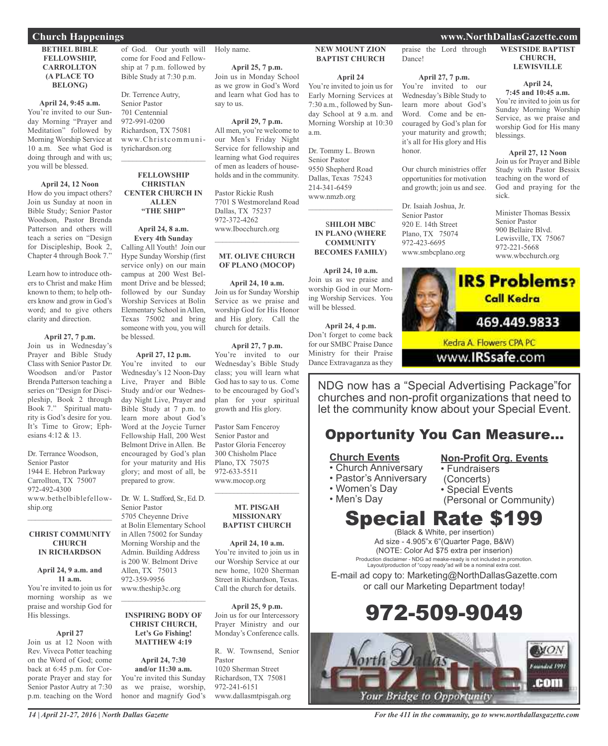## Church Happenings

### BETHEL BIBLE FELLOWSHIP, CARROLLTON (A PLACE TO BELONG)

**April 24, 9:45 a.m.**
You're invited to our Sunday Morning "Prayer and Meditation" followed by Morning Worship Service at 10 a.m. See what God is doing through and with us; you will be blessed.

**April 24, 12 Noon**
How do you impact others? Join us Sunday at noon in Bible Study; Senior Pastor Woodson, Pastor Brenda Patterson and others will teach a series on "Design for Discipleship, Book 2, Chapter 4 through Book 7."

Learn how to introduce others to Christ and make Him known to them; to help others know and grow in God's word; and to give others clarity and direction.

**April 27, 7 p.m.**
Join us in Wednesday's Prayer and Bible Study Class with Senior Pastor Dr. Woodson and/or Pastor Brenda Patterson teaching a series on "Design for Discipleship, Book 2 through Book 7." Spiritual maturity is God's desire for you. It's Time to Grow; Ephesians 4:12 & 13.

Dr. Terrance Woodson,
Senior Pastor
1944 E. Hebron Parkway
Carrollton, TX 75007
972-492-4300
www.bethelbiblefellowship.org

### CHRIST COMMUNITY CHURCH IN RICHARDSON

**April 24, 9 a.m. and 11 a.m.**
You're invited to join us for morning worship as we praise and worship God for His blessings.

**April 27**
Join us at 12 Noon with Rev. Viveca Potter teaching on the Word of God; come back at 6:45 p.m. for Corporate Prayer and stay for Senior Pastor Autry at 7:30 p.m. teaching on the Word of God. Our youth will come for Food and Fellowship at 7 p.m. followed by Bible Study at 7:30 p.m.

Dr. Terrence Autry,
Senior Pastor
701 Centennial
972-991-0200
Richardson, TX 75081
www.Christcommunityrichardson.org

### FELLOWSHIP CHRISTIAN CENTER CHURCH IN ALLEN "THE SHIP"

**April 24, 8 a.m.**
**Every 4th Sunday**
Calling All Youth! Join our Hype Sunday Worship (first service only) on our main campus at 200 West Belmont Drive and be blessed; followed by our Sunday Worship Services at Bolin Elementary School in Allen, Texas 75002 and bring someone with you, you will be blessed.

**April 27, 12 p.m.**
You're invited to our Wednesday's 12 Noon-Day Live, Prayer and Bible Study and/or our Wednesday Night Live, Prayer and Bible Study at 7 p.m. to learn more about God's Word at the Joycie Turner Fellowship Hall, 200 West Belmont Drive in Allen. Be encouraged by God's plan for your maturity and His glory; and most of all, be prepared to grow.

Dr. W. L. Stafford, Sr., Ed. D.
Senior Pastor
5705 Cheyenne Drive
at Bolin Elementary School in Allen 75002 for Sunday Morning Worship and the Admin. Building Address is 200 W. Belmont Drive
Allen, TX 75013
972-359-9956
www.theship3c.org

### INSPIRING BODY OF CHRIST CHURCH, Let's Go Fishing! MATTHEW 4:19

**April 24, 7:30 and/or 11:30 a.m.**
You're invited this Sunday as we praise, worship, honor and magnify God's Holy name.

**April 25, 7 p.m.**
Join us in Monday School as we grow in God's Word and learn what God has to say to us.

**April 29, 7 p.m.**
All men, you're welcome to our Men's Friday Night Service for fellowship and learning what God requires of men as leaders of households and in the community.

Pastor Rickie Rush
7701 S Westmoreland Road
Dallas, TX 75237
972-372-4262
www.Ibocchurch.org

### MT. OLIVE CHURCH OF PLANO (MOCOP)

**April 24, 10 a.m.**
Join us for Sunday Worship Service as we praise and worship God for His Honor and His glory. Call the church for details.

**April 27, 7 p.m.**
You're invited to our Wednesday's Bible Study class; you will learn what God has to say to us. Come to be encouraged by God's plan for your spiritual growth and His glory.

Pastor Sam Fenceroy
Senior Pastor and
Pastor Gloria Fenceroy
300 Chisholm Place
Plano, TX 75075
972-633-5511
www.mocop.org

### MT. PISGAH MISSIONARY BAPTIST CHURCH

**April 24, 10 a.m.**
You're invited to join us in our Worship Service at our new home, 1020 Sherman Street in Richardson, Texas. Call the church for details.

**April 25, 9 p.m.**
Join us for our Intercessory Prayer Ministry and our Monday's Conference calls.

R. W. Townsend, Senior Pastor
1020 Sherman Street
Richardson, TX 75081
972-241-6151
www.dallasmtpisgah.org

### NEW MOUNT ZION BAPTIST CHURCH

**April 24**
You're invited to join us for Early Morning Services at 7:30 a.m., followed by Sunday School at 9 a.m. and Morning Worship at 10:30 a.m.

Dr. Tommy L. Brown
Senior Pastor
9550 Shepherd Road
Dallas, Texas 75243
214-341-6459
www.nmzb.org

### SHILOH MBC IN PLANO (WHERE COMMUNITY BECOMES FAMILY)

**April 24, 10 a.m.**
Join us as we praise and worship God in our Morning Worship Services. You will be blessed.

**April 24, 4 p.m.**
Don't forget to come back for our SMBC Praise Dance Ministry for their Praise Dance Extravaganza as they praise the Lord through Dance!

**April 27, 7 p.m.**
You're invited to our Wednesday's Bible Study to learn more about God's Word. Come and be encouraged by God's plan for your maturity and growth; it's all for His glory and His honor.

Our church ministries offer opportunities for motivation and growth; join us and see.

Dr. Isaiah Joshua, Jr.
Senior Pastor
920 E. 14th Street
Plano, TX 75074
972-423-6695
www.smbcplano.org

### WESTSIDE BAPTIST CHURCH, LEWISVILLE

**April 24, 7:45 and 10:45 a.m.**
You're invited to join us for Sunday Morning Worship Service, as we praise and worship God for His many blessings.

**April 27, 12 Noon**
Join us for Prayer and Bible Study with Pastor Bessix teaching on the word of God and praying for the sick.

Minister Thomas Bessix
Senior Pastor
900 Bellaire Blvd.
Lewisville, TX 75067
972-221-5668
www.wbcchurch.org

---

**IRS Problems? Call Kedra**
469.449.9833
Kedra A. Flowers CPA PC
www.IRSsafe.com

---

NDG now has a "Special Advertising Package" for churches and non-profit organizations that need to let the community know about your Special Event.

## Opportunity You Can Measure...

**Church Events**
- Church Anniversary
- Pastor's Anniversary
- Women's Day
- Men's Day

**Non-Profit Org. Events**
- Fundraisers (Concerts)
- Special Events (Personal or Community)

## Special Rate $199

(Black & White, per insertion)
Ad size - 4.905"x 6"(Quarter Page, B&W)
(NOTE: Color Ad $75 extra per inserion)
Production disclaimer - NDG ad meake-ready is not included in promotion. Layout/production of "copy ready"ad will be a nominal extra cost.

E-mail ad copy to: Marketing@NorthDallasGazette.com or call our Marketing Department today!

## 972-509-9049

North Dallas Gazette .com — Your Bridge to Opportunity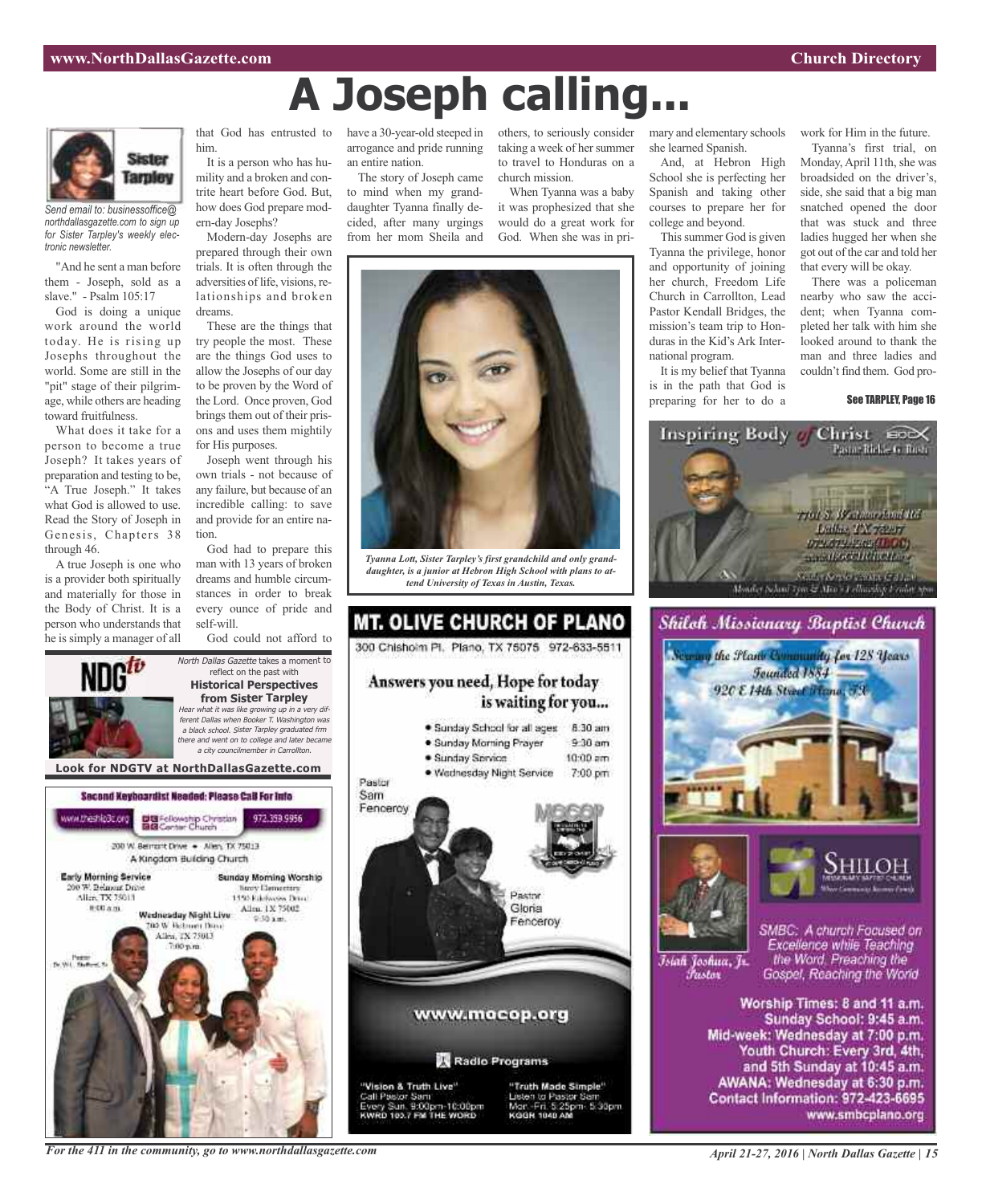# A Joseph calling...

Sister Tarpley

*Send email to: businessoffice@northdallasgazette.com to sign up for Sister Tarpley's weekly electronic newsletter.*

"And he sent a man before them - Joseph, sold as a slave." - Psalm 105:17

God is doing a unique work around the world today. He is rising up Josephs throughout the world. Some are still in the "pit" stage of their pilgrimage, while others are heading toward fruitfulness.

What does it take for a person to become a true Joseph? It takes years of preparation and testing to be, "A True Joseph." It takes what God is allowed to use. Read the Story of Joseph in Genesis, Chapters 38 through 46.

A true Joseph is one who is a provider both spiritually and materially for those in the Body of Christ. It is a person who understands that he is simply a manager of all that God has entrusted to him.

It is a person who has humility and a broken and contrite heart before God. But, how does God prepare modern-day Josephs?

Modern-day Josephs are prepared through their own trials. It is often through the adversities of life, visions, relationships and broken dreams.

These are the things that try people the most. These are the things God uses to allow the Josephs of our day to be proven by the Word of the Lord. Once proven, God brings them out of their prisons and uses them mightily for His purposes.

Joseph went through his own trials - not because of any failure, but because of an incredible calling: to save and provide for an entire nation.

God had to prepare this man with 13 years of broken dreams and humble circumstances in order to break every ounce of pride and self-will.

God could not afford to have a 30-year-old steeped in arrogance and pride running an entire nation.

The story of Joseph came to mind when my granddaughter Tyanna finally decided, after many urgings from her mom Sheila and others, to seriously consider taking a week of her summer to travel to Honduras on a church mission.

When Tyanna was a baby it was prophesized that she would do a great work for God. When she was in primary and elementary schools she learned Spanish.

And, at Hebron High School she is perfecting her Spanish and taking other courses to prepare her for college and beyond.

This summer God is given Tyanna the privilege, honor and opportunity of joining her church, Freedom Life Church in Carrollton, Lead Pastor Kendall Bridges, the mission's team trip to Honduras in the Kid's Ark International program.

It is my belief that Tyanna is in the path that God is preparing for her to do a work for Him in the future.

Tyanna's first trial, on Monday, April 11th, she was broadsided on the driver's, side, she said that a big man snatched opened the door that was stuck and three ladies hugged her when she got out of the car and told her that every will be okay.

There was a policeman nearby who saw the accident; when Tyanna completed her talk with him she looked around to thank the man and three ladies and couldn't find them. God pro-

**See TARPLEY, Page 16**

*Tyanna Lott, Sister Tarpley's first grandchild and only granddaughter, is a junior at Hebron High School with plans to attend University of Texas in Austin, Texas.*

---

**NDG tv**

*North Dallas Gazette* takes a moment to reflect on the past with

**Historical Perspectives from Sister Tarpley**

*Hear what it was like growing up in a very different Dallas when Booker T. Washington was a black school. Sister Tarpley graduated frm there and went on to college and later became a city councilmember in Carrollton.*

**Look for NDGTV at NorthDallasGazette.com**

---

**Second Keyboardist Needed: Please Call For Info**

www.thefcc.org | Fellowship Christian Center Church | 972.359.9956

200 W. Belmont Drive • Allen, TX 75013

A Kingdom Building Church

**Early Morning Service**
200 W. Belmont Drive
Allen, TX 75013
8:00 a.m.

**Sunday Morning Worship**
Story Elementary
1550 Edelweiss Drive
Allen, TX 75002
9:30 a.m.

**Wednesday Night Live**
200 W. Belmont Drive
Allen, TX 75013
7:00 p.m.

Pastor Dr. W.L. Stafford, Sr.

---

## MT. OLIVE CHURCH OF PLANO

300 Chisholm Pl. Plano, TX 75075 972-633-5511

**Answers you need, Hope for today is waiting for you...**

- Sunday School for all ages 8:30 am
- Sunday Morning Prayer 9:30 am
- Sunday Service 10:00 am
- Wednesday Night Service 7:00 pm

Pastor Sam Fenceroy

Pastor Gloria Fenceroy

www.mocop.org

**Radio Programs**

"Vision & Truth Live"
Call Pastor Sam
Every Sun. 9:00pm-10:00pm
KWRD 100.7 FM THE WORD

"Truth Made Simple"
Listen to Pastor Sam
Mon.-Fri. 5:25pm- 5:30pm
KGGR 1040 AM

---

**Inspiring Body of Christ** IBOC

Pastor Rickie G. Rush

7701 S. Westmoreland Rd
Dallas, TX 75237
972.372.4262 (IBOC)
www.IBOCCHURCH.org

Sunday Services 7:30 & 11 a.m.
Monday School 7pm & Men's Fellowship Friday 7pm

---

## Shiloh Missionary Baptist Church

Serving the Plano Community for 128 Years

Founded 1884

920 E 14th Street Plano, TX

SHILOH Missionary Baptist Church

Isiah Joshua, Jr. Pastor

SMBC: A church Focused on Excellence while Teaching the Word, Preaching the Gospel, Reaching the World

**Worship Times: 8 and 11 a.m.**
**Sunday School: 9:45 a.m.**
**Mid-week: Wednesday at 7:00 p.m.**
**Youth Church: Every 3rd, 4th, and 5th Sunday at 10:45 a.m.**
**AWANA: Wednesday at 6:30 p.m.**
**Contact Information: 972-423-6695**
**www.smbcplano.org**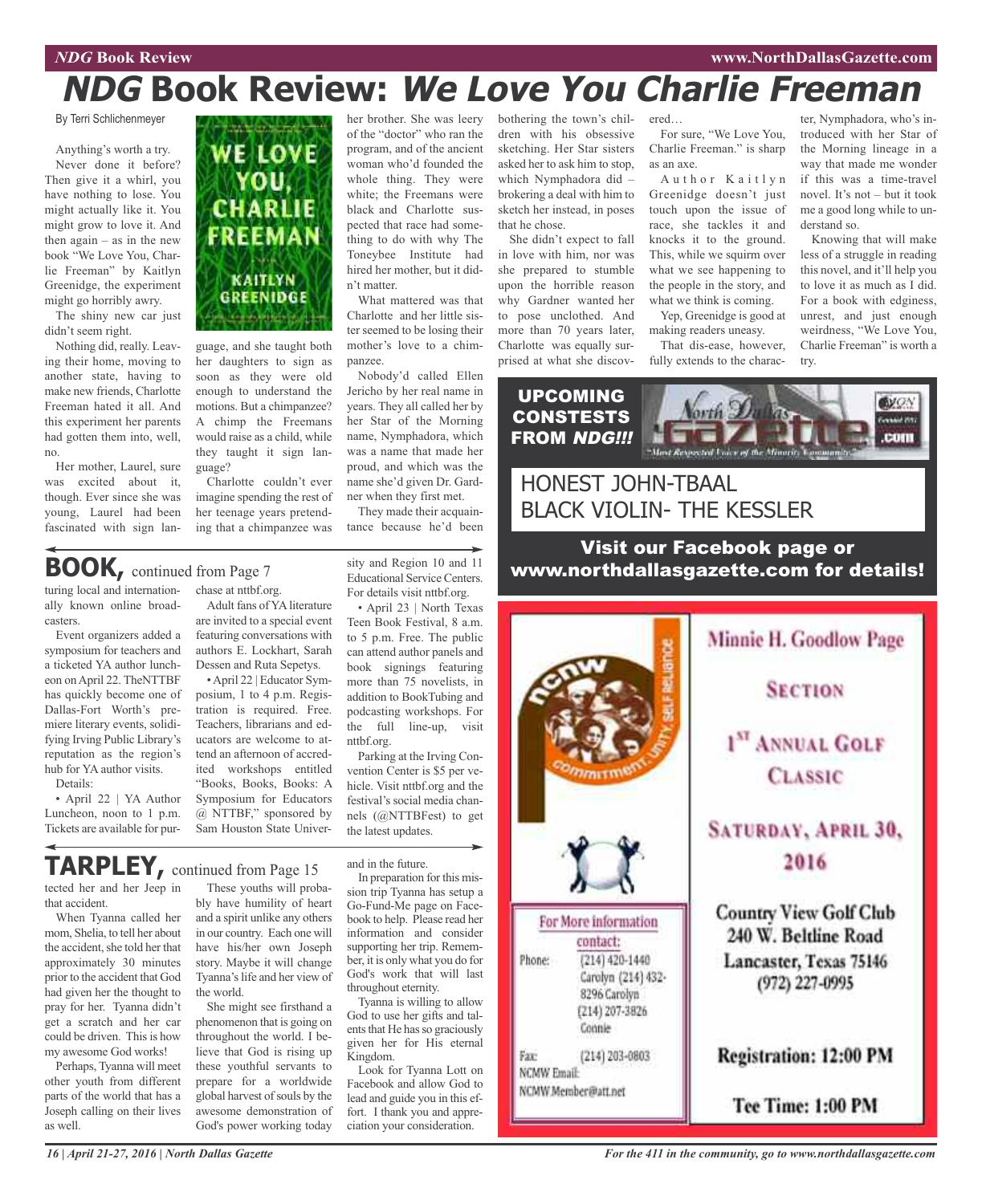# *NDG* Book Review: *We Love You Charlie Freeman*

By Terri Schlichenmeyer

Anything's worth a try.

Never done it before? Then give it a whirl, you have nothing to lose. You might actually like it. You might grow to love it. And then again – as in the new book "We Love You, Charlie Freeman" by Kaitlyn Greenidge, the experiment might go horribly awry.

The shiny new car just didn't seem right.

Nothing did, really. Leaving their home, moving to another state, having to make new friends, Charlotte Freeman hated it all. And this experiment her parents had gotten them into, well, no.

Her mother, Laurel, sure was excited about it, though. Ever since she was young, Laurel had been fascinated with sign language, and she taught both her daughters to sign as soon as they were old enough to understand the motions. But a chimpanzee? A chimp the Freemans would raise as a child, while they taught it sign language?

Charlotte couldn't ever imagine spending the rest of her teenage years pretending that a chimpanzee was her brother. She was leery of the "doctor" who ran the program, and of the ancient woman who'd founded the whole thing. They were white; the Freemans were black and Charlotte suspected that race had something to do with why The Toneybee Institute had hired her mother, but it didn't matter.

What mattered was that Charlotte and her little sister seemed to be losing their mother's love to a chimpanzee.

Nobody'd called Ellen Jericho by her real name in years. They all called her by her Star of the Morning name, Nymphadora, which was a name that made her proud, and which was the name she'd given Dr. Gardner when they first met.

They made their acquaintance because he'd been bothering the town's children with his obsessive sketching. Her Star sisters asked her to ask him to stop, which Nymphadora did – brokering a deal with him to sketch her instead, in poses that he chose.

She didn't expect to fall in love with him, nor was she prepared to stumble upon the horrible reason why Gardner wanted her to pose unclothed. And more than 70 years later, Charlotte was equally surprised at what she discovered…

For sure, "We Love You, Charlie Freeman." is sharp as an axe.

Author Kaitlyn Greenidge doesn't just touch upon the issue of race, she tackles it and knocks it to the ground. This, while we squirm over what we see happening to the people in the story, and what we think is coming.

Yep, Greenidge is good at making readers uneasy.

That dis-ease, however, fully extends to the character, Nymphadora, who's introduced with her Star of the Morning lineage in a way that made me wonder if this was a time-travel novel. It's not – but it took me a good long while to understand so.

Knowing that will make less of a struggle in reading this novel, and it'll help you to love it as much as I did. For a book with edginess, unrest, and just enough weirdness, "We Love You, Charlie Freeman" is worth a try.

## BOOK, continued from Page 7

turing local and internationally known online broadcasters.

Event organizers added a symposium for teachers and a ticketed YA author luncheon on April 22. TheNTTBF has quickly become one of Dallas-Fort Worth's premiere literary events, solidifying Irving Public Library's reputation as the region's hub for YA author visits.

Details:

• April 22 | YA Author Luncheon, noon to 1 p.m. Tickets are available for purchase at nttbf.org.

Adult fans of YA literature are invited to a special event featuring conversations with authors E. Lockhart, Sarah Dessen and Ruta Sepetys.

• April 22 | Educator Symposium, 1 to 4 p.m. Registration is required. Free. Teachers, librarians and educators are welcome to attend an afternoon of accredited workshops entitled "Books, Books, Books: A Symposium for Educators @ NTTBF," sponsored by Sam Houston State University and Region 10 and 11 Educational Service Centers. For details visit nttbf.org.

• April 23 | North Texas Teen Book Festival, 8 a.m. to 5 p.m. Free. The public can attend author panels and book signings featuring more than 75 novelists, in addition to BookTubing and podcasting workshops. For the full line-up, visit nttbf.org.

Parking at the Irving Convention Center is $5 per vehicle. Visit nttbf.org and the festival's social media channels (@NTTBFest) to get the latest updates.

## TARPLEY, continued from Page 15

tected her and her Jeep in that accident.

When Tyanna called her mom, Shelia, to tell her about the accident, she told her that approximately 30 minutes prior to the accident that God had given her the thought to pray for her. Tyanna didn't get a scratch and her car could be driven. This is how my awesome God works!

Perhaps, Tyanna will meet other youth from different parts of the world that has a Joseph calling on their lives as well.

These youths will probably have humility of heart and a spirit unlike any others in our country. Each one will have his/her own Joseph story. Maybe it will change Tyanna's life and her view of the world.

She might see firsthand a phenomenon that is going on throughout the world. I believe that God is rising up these youthful servants to prepare for a worldwide global harvest of souls by the awesome demonstration of God's power working today and in the future.

In preparation for this mission trip Tyanna has setup a Go-Fund-Me page on Facebook to help. Please read her information and consider supporting her trip. Remember, it is only what you do for God's work that will last throughout eternity.

Tyanna is willing to allow God to use her gifts and talents that He has so graciously given her for His eternal Kingdom.

Look for Tyanna Lott on Facebook and allow God to lead and guide you in this effort. I thank you and appreciation your consideration.

**UPCOMING CONSTESTS FROM *NDG*!!!**

HONEST JOHN-TBAAL
BLACK VIOLIN- THE KESSLER

**Visit our Facebook page or www.northdallasgazette.com for details!**

**Minnie H. Goodlow Page Section**

**1ST Annual Golf Classic**

**Saturday, April 30, 2016**

**Country View Golf Club**
**240 W. Beltline Road**
**Lancaster, Texas 75146**
**(972) 227-0995**

**Registration: 12:00 PM**

**Tee Time: 1:00 PM**

For More information contact:

Phone: (214) 420-1440
Carolyn (214) 432-8296 Carolyn
(214) 207-3826 Connie

Fax: (214) 203-0803

NCMW Email:
NCMW.Member@att.net